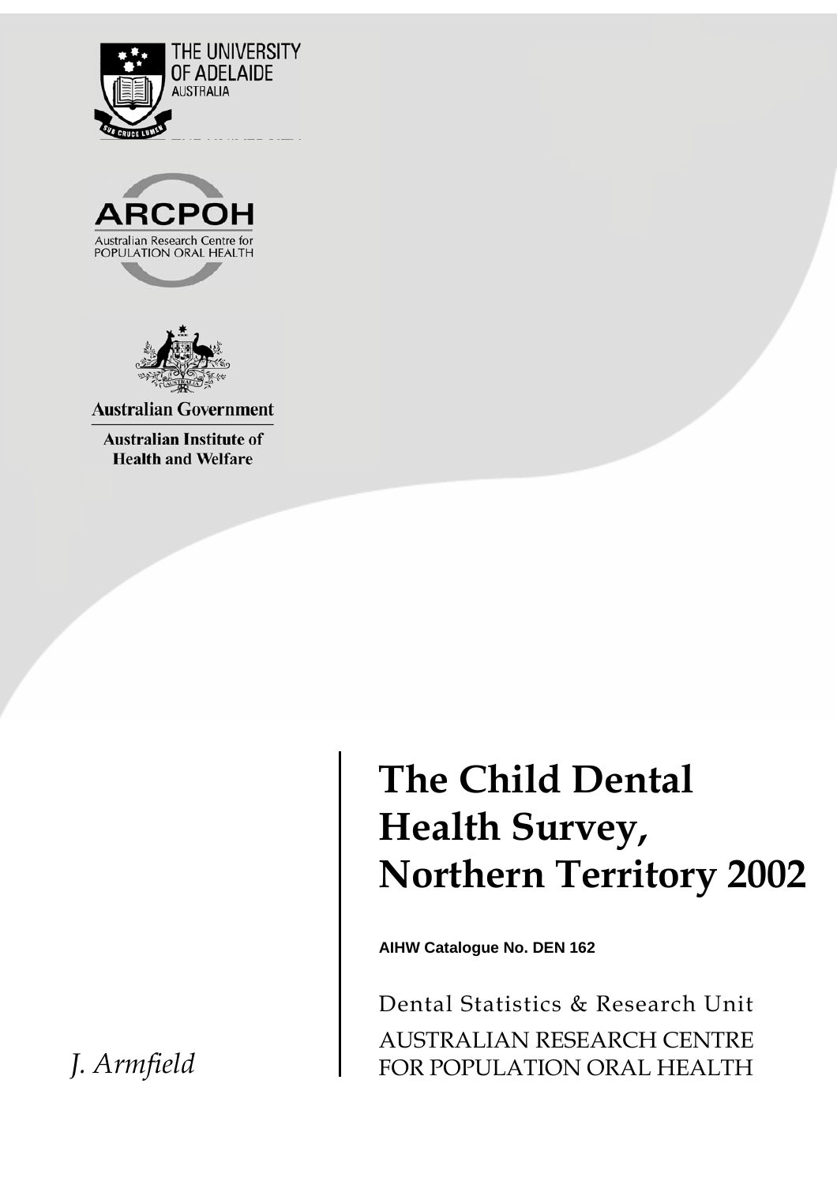THE UNIVERSITY OF ADELAIDE AUSTRALIA

ARCPOH

Australian Research Centre for POPULATION ORAL HEALTH

Australian Government

Australian Institute of Health and Welfare

# The Child Dental Health Survey, Northern Territory 2002

**AIHW Catalogue No. DEN 162**

Dental Statistics & Research Unit

AUSTRALIAN RESEARCH CENTRE FOR POPULATION ORAL HEALTH

*J. Armfield*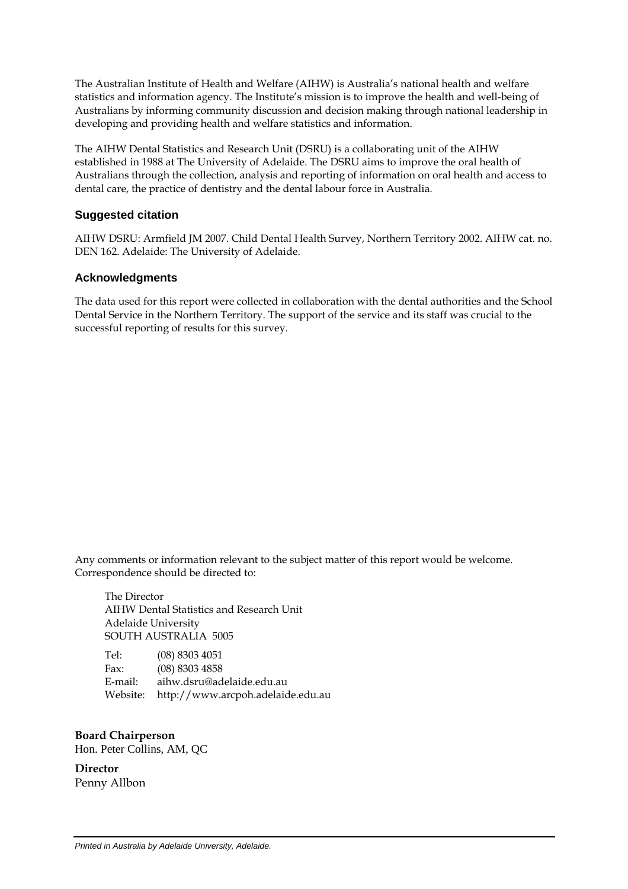The Australian Institute of Health and Welfare (AIHW) is Australia's national health and welfare statistics and information agency. The Institute's mission is to improve the health and well-being of Australians by informing community discussion and decision making through national leadership in developing and providing health and welfare statistics and information.

The AIHW Dental Statistics and Research Unit (DSRU) is a collaborating unit of the AIHW established in 1988 at The University of Adelaide. The DSRU aims to improve the oral health of Australians through the collection, analysis and reporting of information on oral health and access to dental care, the practice of dentistry and the dental labour force in Australia.

### Suggested citation

AIHW DSRU: Armfield JM 2007. Child Dental Health Survey, Northern Territory 2002. AIHW cat. no. DEN 162. Adelaide: The University of Adelaide.

### Acknowledgments

The data used for this report were collected in collaboration with the dental authorities and the School Dental Service in the Northern Territory. The support of the service and its staff was crucial to the successful reporting of results for this survey.

Any comments or information relevant to the subject matter of this report would be welcome. Correspondence should be directed to:

The Director
AIHW Dental Statistics and Research Unit
Adelaide University
SOUTH AUSTRALIA 5005

Tel: (08) 8303 4051
Fax: (08) 8303 4858
E-mail: aihw.dsru@adelaide.edu.au
Website: http://www.arcpoh.adelaide.edu.au

**Board Chairperson**
Hon. Peter Collins, AM, QC

**Director**
Penny Allbon

*Printed in Australia by Adelaide University, Adelaide.*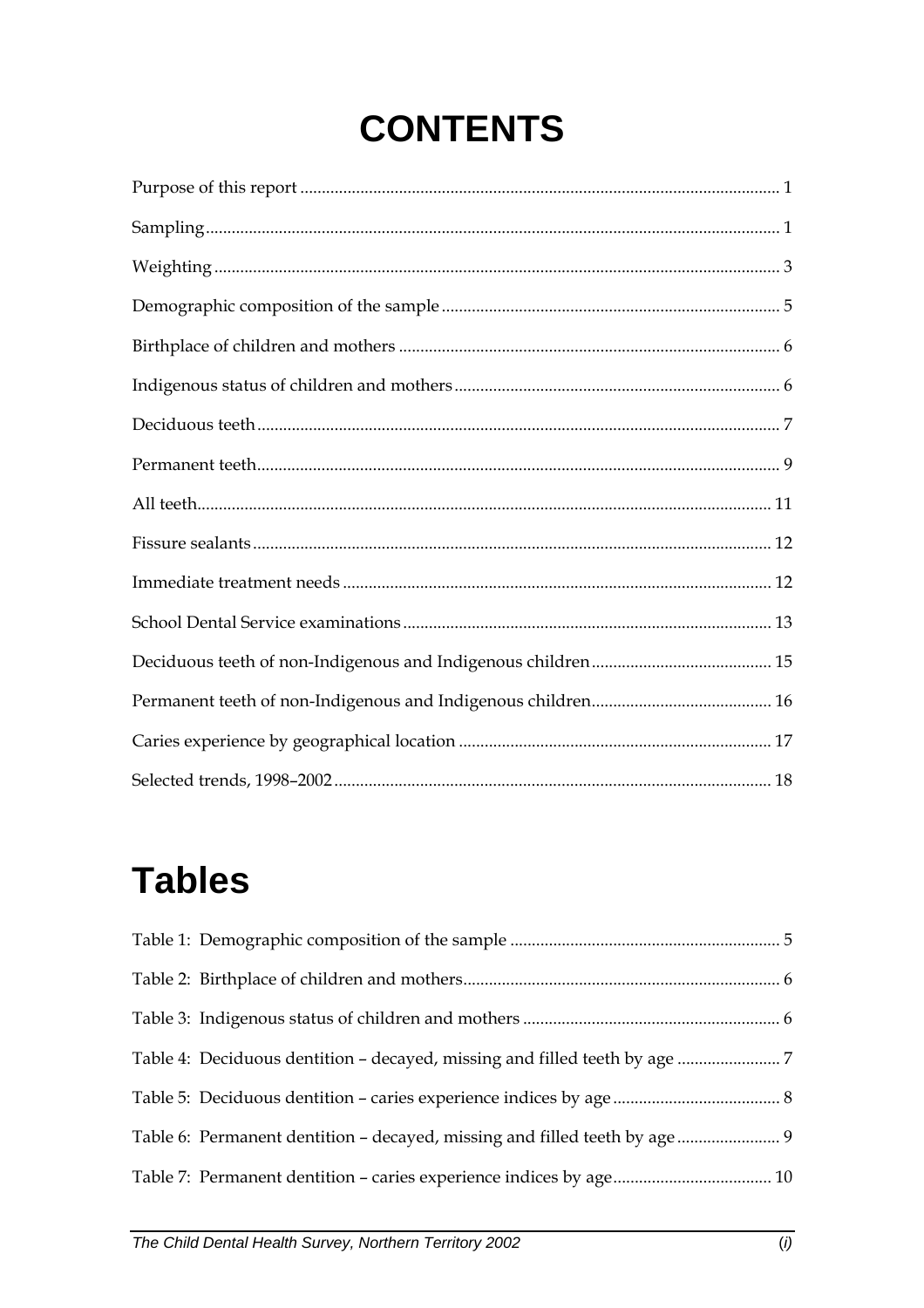# CONTENTS

Purpose of this report ........................................................................................................... 1

Sampling ................................................................................................................................ 1

Weighting ............................................................................................................................... 3

Demographic composition of the sample ............................................................................ 5

Birthplace of children and mothers ...................................................................................... 6

Indigenous status of children and mothers .......................................................................... 6

Deciduous teeth ...................................................................................................................... 7

Permanent teeth ...................................................................................................................... 9

All teeth ................................................................................................................................... 11

Fissure sealants ...................................................................................................................... 12

Immediate treatment needs .................................................................................................. 12

School Dental Service examinations ................................................................................... 13

Deciduous teeth of non-Indigenous and Indigenous children ......................................... 15

Permanent teeth of non-Indigenous and Indigenous children ......................................... 16

Caries experience by geographical location ...................................................................... 17

Selected trends, 1998–2002 ................................................................................................... 18

# Tables

Table 1: Demographic composition of the sample ............................................................. 5

Table 2: Birthplace of children and mothers ........................................................................ 6

Table 3: Indigenous status of children and mothers ........................................................... 6

Table 4: Deciduous dentition – decayed, missing and filled teeth by age ........................ 7

Table 5: Deciduous dentition – caries experience indices by age ...................................... 8

Table 6: Permanent dentition – decayed, missing and filled teeth by age ........................ 9

Table 7: Permanent dentition – caries experience indices by age .................................... 10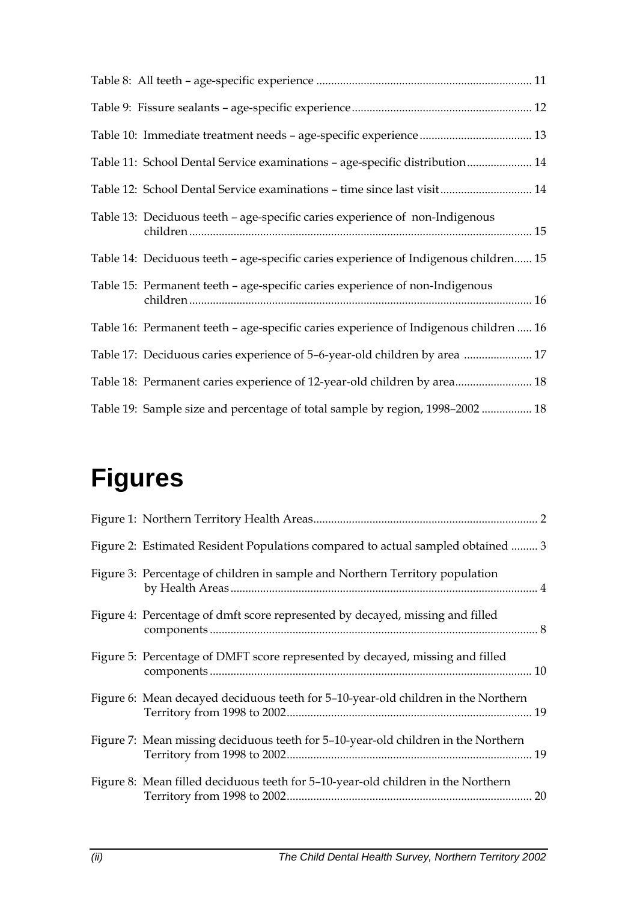Table 8: All teeth – age-specific experience ........................................................................ 11

Table 9: Fissure sealants – age-specific experience............................................................ 12

Table 10: Immediate treatment needs – age-specific experience ...................................... 13

Table 11: School Dental Service examinations – age-specific distribution...................... 14

Table 12: School Dental Service examinations – time since last visit............................... 14

Table 13: Deciduous teeth – age-specific caries experience of non-Indigenous children ................................................................................................................... 15

Table 14: Deciduous teeth – age-specific caries experience of Indigenous children...... 15

Table 15: Permanent teeth – age-specific caries experience of non-Indigenous children ................................................................................................................... 16

Table 16: Permanent teeth – age-specific caries experience of Indigenous children ..... 16

Table 17: Deciduous caries experience of 5–6-year-old children by area ....................... 17

Table 18: Permanent caries experience of 12-year-old children by area.......................... 18

Table 19: Sample size and percentage of total sample by region, 1998–2002 ................. 18

# Figures

Figure 1: Northern Territory Health Areas........................................................................... 2

Figure 2: Estimated Resident Populations compared to actual sampled obtained ......... 3

Figure 3: Percentage of children in sample and Northern Territory population by Health Areas ....................................................................................................... 4

Figure 4: Percentage of dmft score represented by decayed, missing and filled components ............................................................................................................. 8

Figure 5: Percentage of DMFT score represented by decayed, missing and filled components ............................................................................................................ 10

Figure 6: Mean decayed deciduous teeth for 5–10-year-old children in the Northern Territory from 1998 to 2002.................................................................................. 19

Figure 7: Mean missing deciduous teeth for 5–10-year-old children in the Northern Territory from 1998 to 2002.................................................................................. 19

Figure 8: Mean filled deciduous teeth for 5–10-year-old children in the Northern Territory from 1998 to 2002.................................................................................. 20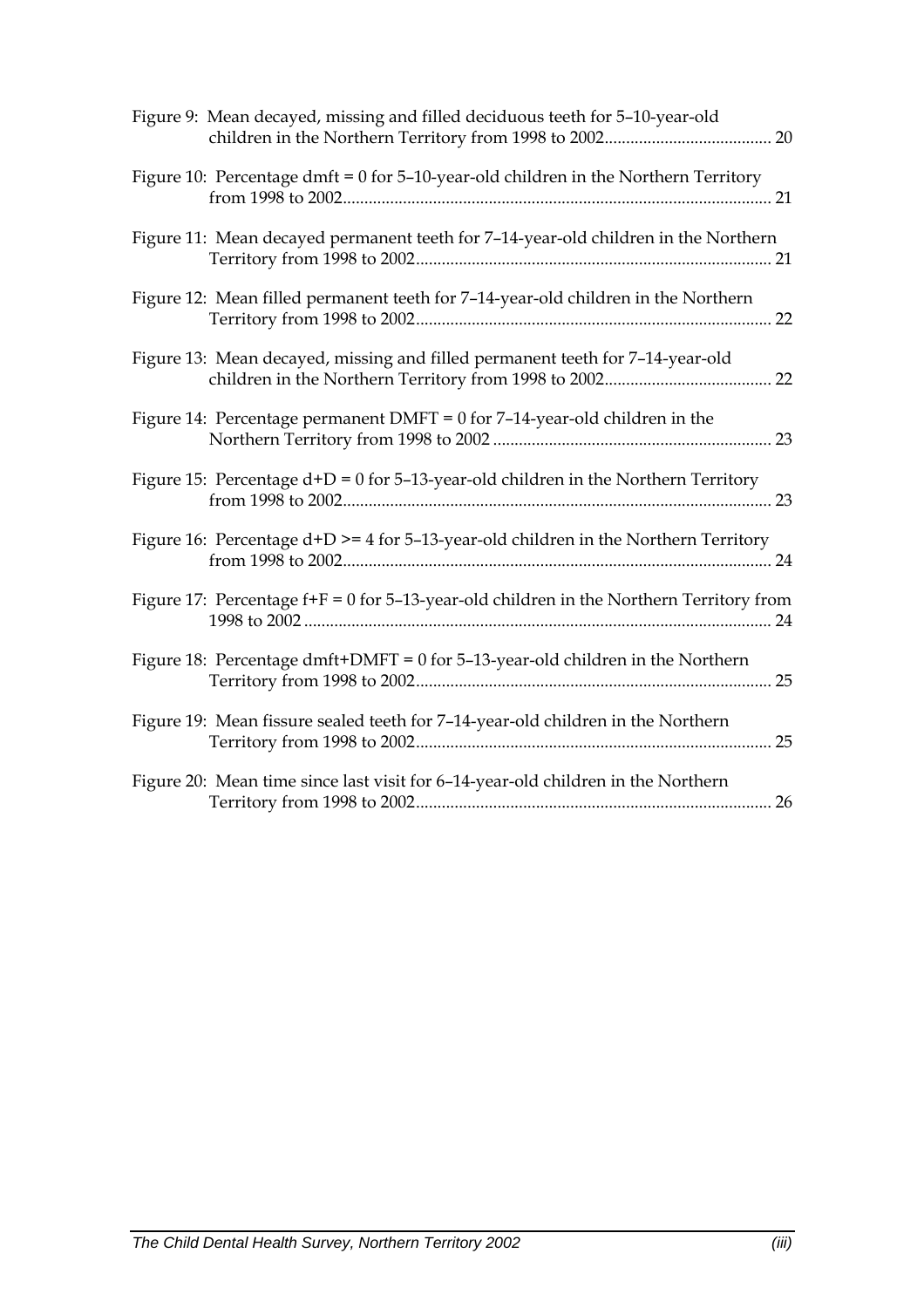Figure 9: Mean decayed, missing and filled deciduous teeth for 5–10-year-old children in the Northern Territory from 1998 to 2002....................................... 20

Figure 10: Percentage dmft = 0 for 5–10-year-old children in the Northern Territory from 1998 to 2002................................................................................................... 21

Figure 11: Mean decayed permanent teeth for 7–14-year-old children in the Northern Territory from 1998 to 2002.................................................................................. 21

Figure 12: Mean filled permanent teeth for 7–14-year-old children in the Northern Territory from 1998 to 2002.................................................................................. 22

Figure 13: Mean decayed, missing and filled permanent teeth for 7–14-year-old children in the Northern Territory from 1998 to 2002....................................... 22

Figure 14: Percentage permanent DMFT = 0 for 7–14-year-old children in the Northern Territory from 1998 to 2002 ................................................................. 23

Figure 15: Percentage d+D = 0 for 5–13-year-old children in the Northern Territory from 1998 to 2002................................................................................................... 23

Figure 16: Percentage d+D >= 4 for 5–13-year-old children in the Northern Territory from 1998 to 2002................................................................................................... 24

Figure 17: Percentage f+F = 0 for 5–13-year-old children in the Northern Territory from 1998 to 2002 ............................................................................................................ 24

Figure 18: Percentage dmft+DMFT = 0 for 5–13-year-old children in the Northern Territory from 1998 to 2002.................................................................................. 25

Figure 19: Mean fissure sealed teeth for 7–14-year-old children in the Northern Territory from 1998 to 2002.................................................................................. 25

Figure 20: Mean time since last visit for 6–14-year-old children in the Northern Territory from 1998 to 2002.................................................................................. 26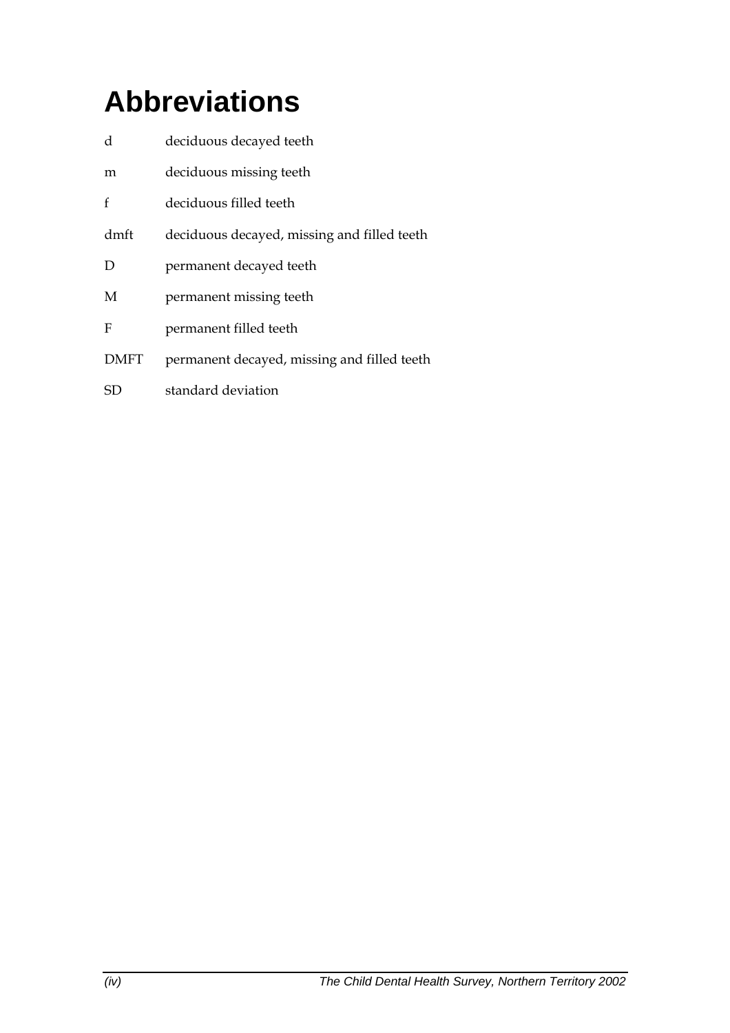# Abbreviations

| | |
|---|---|
| d | deciduous decayed teeth |
| m | deciduous missing teeth |
| f | deciduous filled teeth |
| dmft | deciduous decayed, missing and filled teeth |
| D | permanent decayed teeth |
| M | permanent missing teeth |
| F | permanent filled teeth |
| DMFT | permanent decayed, missing and filled teeth |
| SD | standard deviation |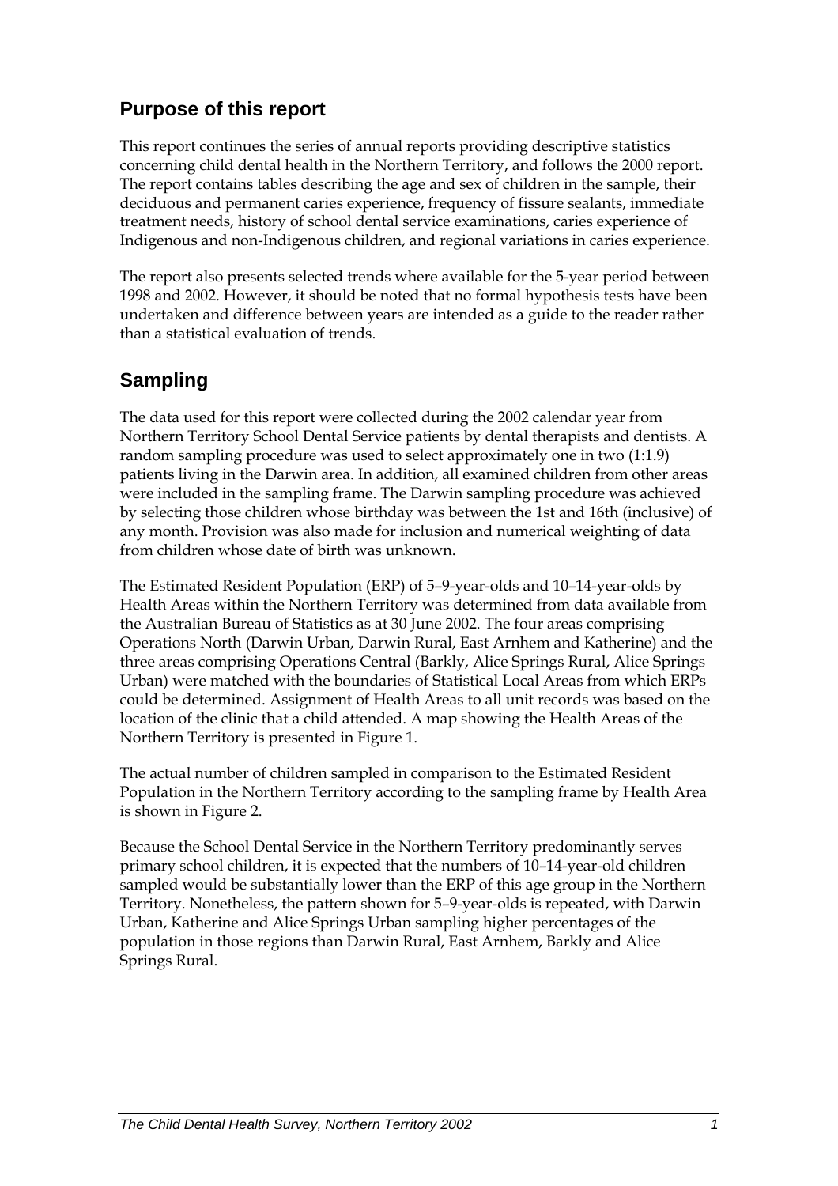## Purpose of this report

This report continues the series of annual reports providing descriptive statistics concerning child dental health in the Northern Territory, and follows the 2000 report. The report contains tables describing the age and sex of children in the sample, their deciduous and permanent caries experience, frequency of fissure sealants, immediate treatment needs, history of school dental service examinations, caries experience of Indigenous and non-Indigenous children, and regional variations in caries experience.

The report also presents selected trends where available for the 5-year period between 1998 and 2002. However, it should be noted that no formal hypothesis tests have been undertaken and difference between years are intended as a guide to the reader rather than a statistical evaluation of trends.

## Sampling

The data used for this report were collected during the 2002 calendar year from Northern Territory School Dental Service patients by dental therapists and dentists. A random sampling procedure was used to select approximately one in two (1:1.9) patients living in the Darwin area. In addition, all examined children from other areas were included in the sampling frame. The Darwin sampling procedure was achieved by selecting those children whose birthday was between the 1st and 16th (inclusive) of any month. Provision was also made for inclusion and numerical weighting of data from children whose date of birth was unknown.

The Estimated Resident Population (ERP) of 5–9-year-olds and 10–14-year-olds by Health Areas within the Northern Territory was determined from data available from the Australian Bureau of Statistics as at 30 June 2002. The four areas comprising Operations North (Darwin Urban, Darwin Rural, East Arnhem and Katherine) and the three areas comprising Operations Central (Barkly, Alice Springs Rural, Alice Springs Urban) were matched with the boundaries of Statistical Local Areas from which ERPs could be determined. Assignment of Health Areas to all unit records was based on the location of the clinic that a child attended. A map showing the Health Areas of the Northern Territory is presented in Figure 1.

The actual number of children sampled in comparison to the Estimated Resident Population in the Northern Territory according to the sampling frame by Health Area is shown in Figure 2.

Because the School Dental Service in the Northern Territory predominantly serves primary school children, it is expected that the numbers of 10–14-year-old children sampled would be substantially lower than the ERP of this age group in the Northern Territory. Nonetheless, the pattern shown for 5–9-year-olds is repeated, with Darwin Urban, Katherine and Alice Springs Urban sampling higher percentages of the population in those regions than Darwin Rural, East Arnhem, Barkly and Alice Springs Rural.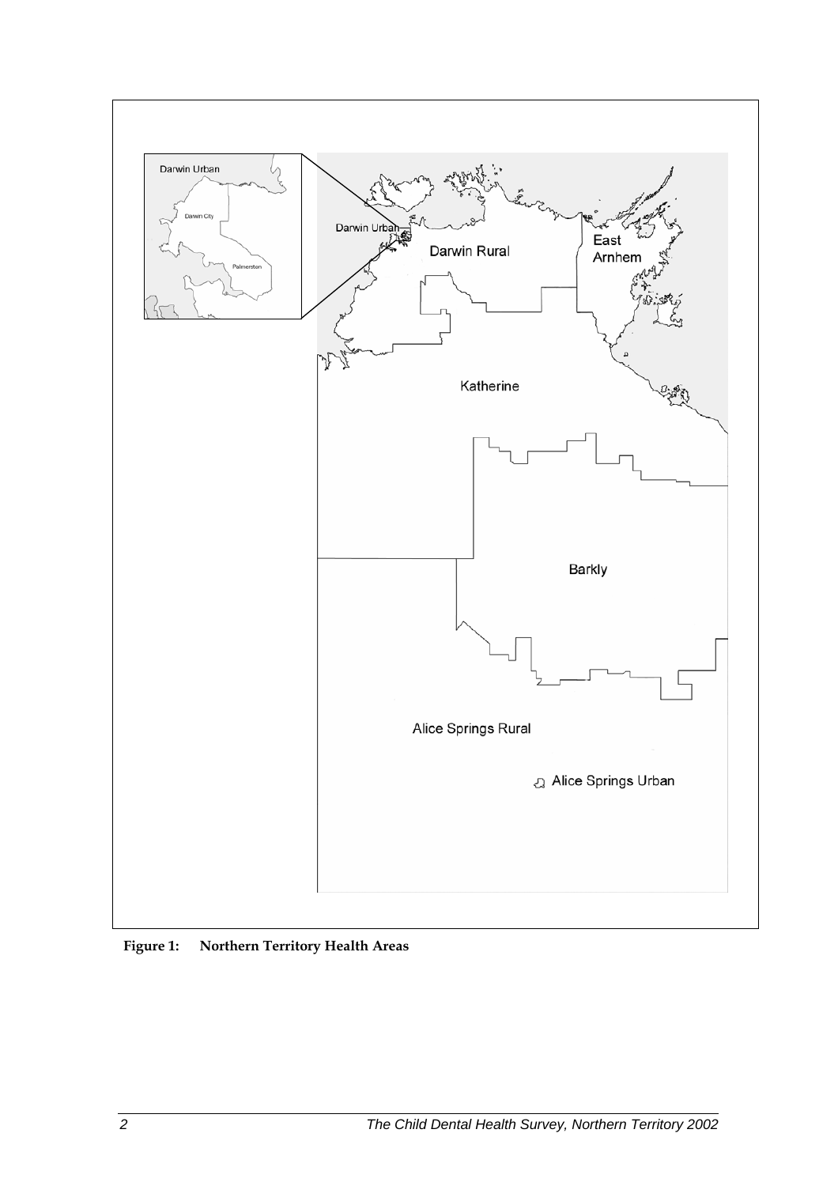**Figure 1: Northern Territory Health Areas**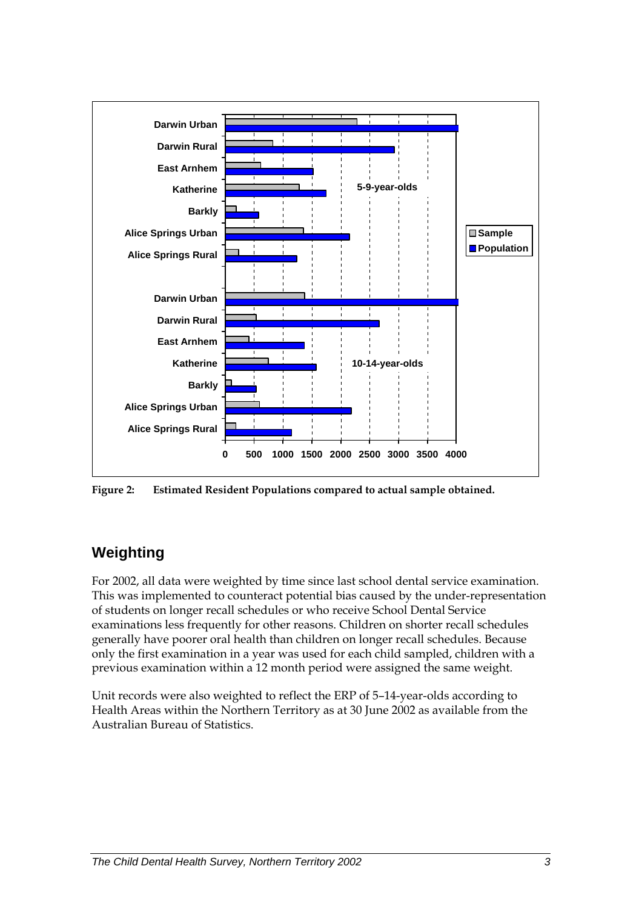**Figure 2: Estimated Resident Populations compared to actual sample obtained.**

## Weighting

For 2002, all data were weighted by time since last school dental service examination. This was implemented to counteract potential bias caused by the under-representation of students on longer recall schedules or who receive School Dental Service examinations less frequently for other reasons. Children on shorter recall schedules generally have poorer oral health than children on longer recall schedules. Because only the first examination in a year was used for each child sampled, children with a previous examination within a 12 month period were assigned the same weight.

Unit records were also weighted to reflect the ERP of 5–14-year-olds according to Health Areas within the Northern Territory as at 30 June 2002 as available from the Australian Bureau of Statistics.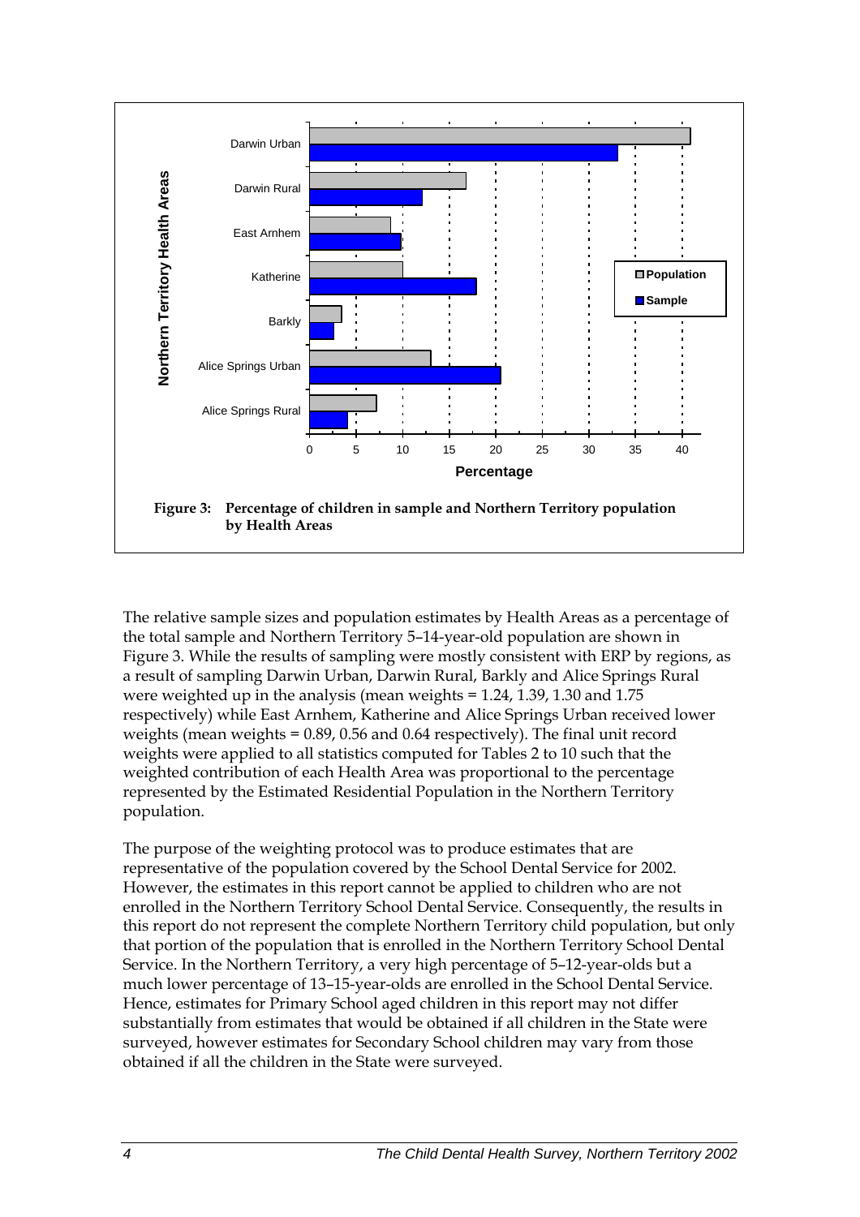**Figure 3: Percentage of children in sample and Northern Territory population by Health Areas**

The relative sample sizes and population estimates by Health Areas as a percentage of the total sample and Northern Territory 5–14-year-old population are shown in Figure 3. While the results of sampling were mostly consistent with ERP by regions, as a result of sampling Darwin Urban, Darwin Rural, Barkly and Alice Springs Rural were weighted up in the analysis (mean weights = 1.24, 1.39, 1.30 and 1.75 respectively) while East Arnhem, Katherine and Alice Springs Urban received lower weights (mean weights = 0.89, 0.56 and 0.64 respectively). The final unit record weights were applied to all statistics computed for Tables 2 to 10 such that the weighted contribution of each Health Area was proportional to the percentage represented by the Estimated Residential Population in the Northern Territory population.

The purpose of the weighting protocol was to produce estimates that are representative of the population covered by the School Dental Service for 2002. However, the estimates in this report cannot be applied to children who are not enrolled in the Northern Territory School Dental Service. Consequently, the results in this report do not represent the complete Northern Territory child population, but only that portion of the population that is enrolled in the Northern Territory School Dental Service. In the Northern Territory, a very high percentage of 5–12-year-olds but a much lower percentage of 13–15-year-olds are enrolled in the School Dental Service. Hence, estimates for Primary School aged children in this report may not differ substantially from estimates that would be obtained if all children in the State were surveyed, however estimates for Secondary School children may vary from those obtained if all the children in the State were surveyed.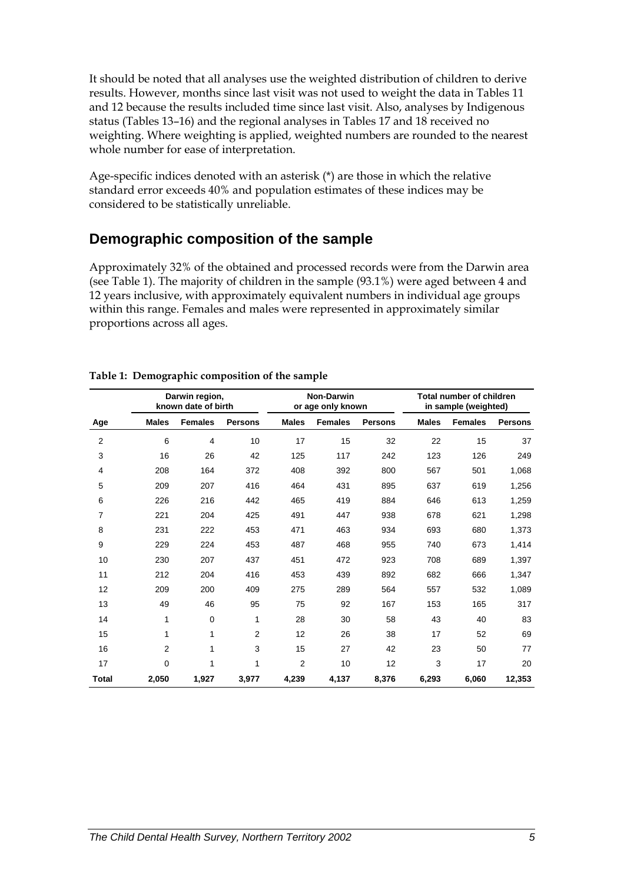It should be noted that all analyses use the weighted distribution of children to derive results. However, months since last visit was not used to weight the data in Tables 11 and 12 because the results included time since last visit. Also, analyses by Indigenous status (Tables 13–16) and the regional analyses in Tables 17 and 18 received no weighting. Where weighting is applied, weighted numbers are rounded to the nearest whole number for ease of interpretation.

Age-specific indices denoted with an asterisk (*) are those in which the relative standard error exceeds 40% and population estimates of these indices may be considered to be statistically unreliable.

## Demographic composition of the sample

Approximately 32% of the obtained and processed records were from the Darwin area (see Table 1). The majority of children in the sample (93.1%) were aged between 4 and 12 years inclusive, with approximately equivalent numbers in individual age groups within this range. Females and males were represented in approximately similar proportions across all ages.

**Table 1: Demographic composition of the sample**

| | Darwin region, known date of birth | | | Non-Darwin or age only known | | | Total number of children in sample (weighted) | | |
|---|---|---|---|---|---|---|---|---|---|
| **Age** | **Males** | **Females** | **Persons** | **Males** | **Females** | **Persons** | **Males** | **Females** | **Persons** |
| 2 | 6 | 4 | 10 | 17 | 15 | 32 | 22 | 15 | 37 |
| 3 | 16 | 26 | 42 | 125 | 117 | 242 | 123 | 126 | 249 |
| 4 | 208 | 164 | 372 | 408 | 392 | 800 | 567 | 501 | 1,068 |
| 5 | 209 | 207 | 416 | 464 | 431 | 895 | 637 | 619 | 1,256 |
| 6 | 226 | 216 | 442 | 465 | 419 | 884 | 646 | 613 | 1,259 |
| 7 | 221 | 204 | 425 | 491 | 447 | 938 | 678 | 621 | 1,298 |
| 8 | 231 | 222 | 453 | 471 | 463 | 934 | 693 | 680 | 1,373 |
| 9 | 229 | 224 | 453 | 487 | 468 | 955 | 740 | 673 | 1,414 |
| 10 | 230 | 207 | 437 | 451 | 472 | 923 | 708 | 689 | 1,397 |
| 11 | 212 | 204 | 416 | 453 | 439 | 892 | 682 | 666 | 1,347 |
| 12 | 209 | 200 | 409 | 275 | 289 | 564 | 557 | 532 | 1,089 |
| 13 | 49 | 46 | 95 | 75 | 92 | 167 | 153 | 165 | 317 |
| 14 | 1 | 0 | 1 | 28 | 30 | 58 | 43 | 40 | 83 |
| 15 | 1 | 1 | 2 | 12 | 26 | 38 | 17 | 52 | 69 |
| 16 | 2 | 1 | 3 | 15 | 27 | 42 | 23 | 50 | 77 |
| 17 | 0 | 1 | 1 | 2 | 10 | 12 | 3 | 17 | 20 |
| **Total** | **2,050** | **1,927** | **3,977** | **4,239** | **4,137** | **8,376** | **6,293** | **6,060** | **12,353** |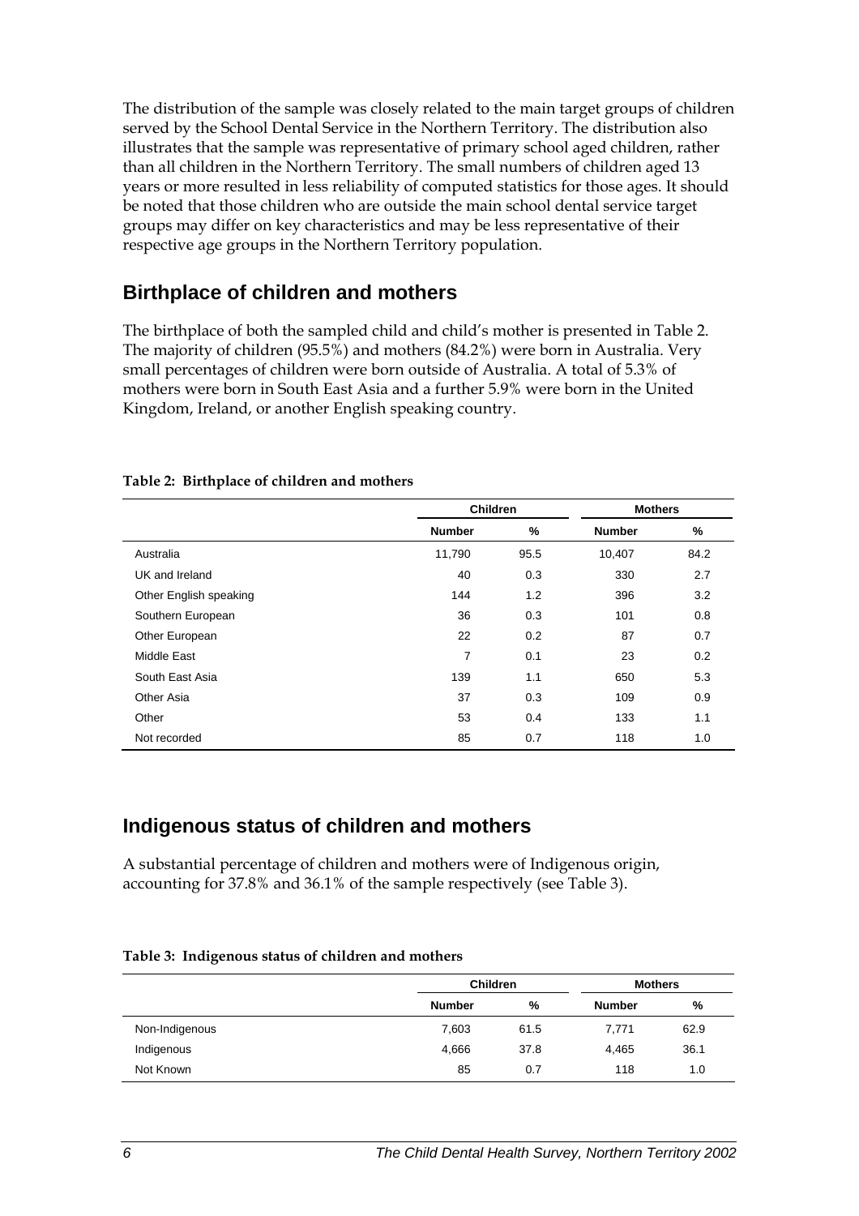The distribution of the sample was closely related to the main target groups of children served by the School Dental Service in the Northern Territory. The distribution also illustrates that the sample was representative of primary school aged children, rather than all children in the Northern Territory. The small numbers of children aged 13 years or more resulted in less reliability of computed statistics for those ages. It should be noted that those children who are outside the main school dental service target groups may differ on key characteristics and may be less representative of their respective age groups in the Northern Territory population.

## Birthplace of children and mothers

The birthplace of both the sampled child and child's mother is presented in Table 2. The majority of children (95.5%) and mothers (84.2%) were born in Australia. Very small percentages of children were born outside of Australia. A total of 5.3% of mothers were born in South East Asia and a further 5.9% were born in the United Kingdom, Ireland, or another English speaking country.

**Table 2: Birthplace of children and mothers**

| | Children | | Mothers | |
|---|---|---|---|---|
| | Number | % | Number | % |
| Australia | 11,790 | 95.5 | 10,407 | 84.2 |
| UK and Ireland | 40 | 0.3 | 330 | 2.7 |
| Other English speaking | 144 | 1.2 | 396 | 3.2 |
| Southern European | 36 | 0.3 | 101 | 0.8 |
| Other European | 22 | 0.2 | 87 | 0.7 |
| Middle East | 7 | 0.1 | 23 | 0.2 |
| South East Asia | 139 | 1.1 | 650 | 5.3 |
| Other Asia | 37 | 0.3 | 109 | 0.9 |
| Other | 53 | 0.4 | 133 | 1.1 |
| Not recorded | 85 | 0.7 | 118 | 1.0 |

## Indigenous status of children and mothers

A substantial percentage of children and mothers were of Indigenous origin, accounting for 37.8% and 36.1% of the sample respectively (see Table 3).

**Table 3: Indigenous status of children and mothers**

| | Children | | Mothers | |
|---|---|---|---|---|
| | Number | % | Number | % |
| Non-Indigenous | 7,603 | 61.5 | 7,771 | 62.9 |
| Indigenous | 4,666 | 37.8 | 4,465 | 36.1 |
| Not Known | 85 | 0.7 | 118 | 1.0 |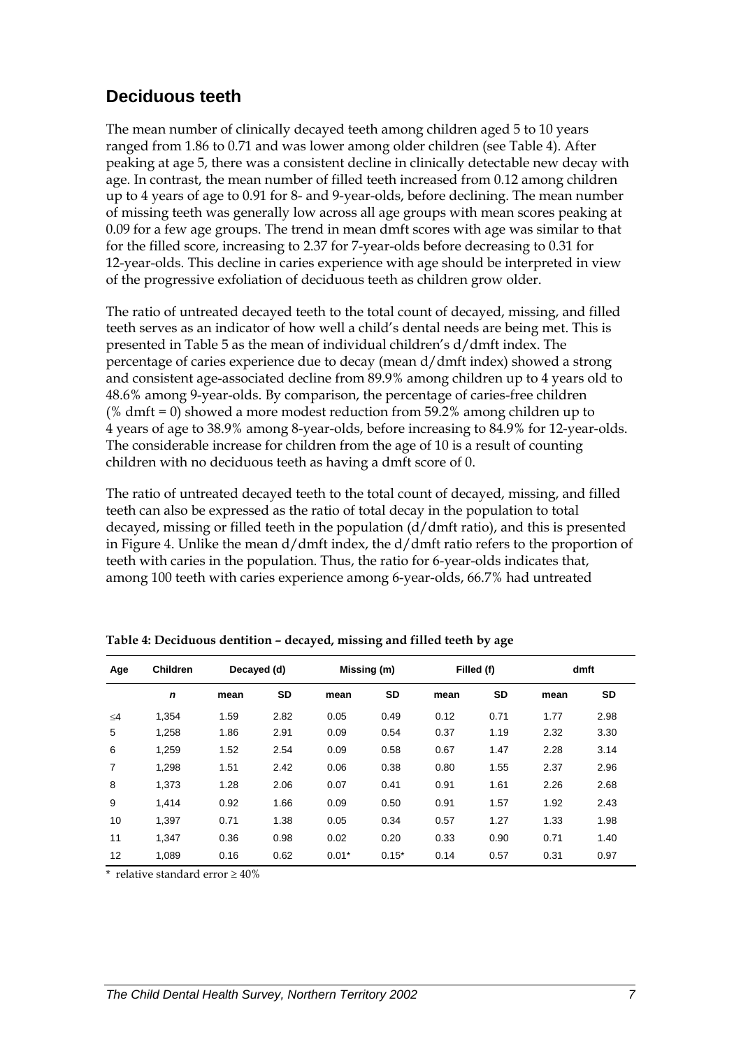## Deciduous teeth

The mean number of clinically decayed teeth among children aged 5 to 10 years ranged from 1.86 to 0.71 and was lower among older children (see Table 4). After peaking at age 5, there was a consistent decline in clinically detectable new decay with age. In contrast, the mean number of filled teeth increased from 0.12 among children up to 4 years of age to 0.91 for 8- and 9-year-olds, before declining. The mean number of missing teeth was generally low across all age groups with mean scores peaking at 0.09 for a few age groups. The trend in mean dmft scores with age was similar to that for the filled score, increasing to 2.37 for 7-year-olds before decreasing to 0.31 for 12-year-olds. This decline in caries experience with age should be interpreted in view of the progressive exfoliation of deciduous teeth as children grow older.

The ratio of untreated decayed teeth to the total count of decayed, missing, and filled teeth serves as an indicator of how well a child's dental needs are being met. This is presented in Table 5 as the mean of individual children's d/dmft index. The percentage of caries experience due to decay (mean d/dmft index) showed a strong and consistent age-associated decline from 89.9% among children up to 4 years old to 48.6% among 9-year-olds. By comparison, the percentage of caries-free children (% dmft = 0) showed a more modest reduction from 59.2% among children up to 4 years of age to 38.9% among 8-year-olds, before increasing to 84.9% for 12-year-olds. The considerable increase for children from the age of 10 is a result of counting children with no deciduous teeth as having a dmft score of 0.

The ratio of untreated decayed teeth to the total count of decayed, missing, and filled teeth can also be expressed as the ratio of total decay in the population to total decayed, missing or filled teeth in the population (d/dmft ratio), and this is presented in Figure 4. Unlike the mean d/dmft index, the d/dmft ratio refers to the proportion of teeth with caries in the population. Thus, the ratio for 6-year-olds indicates that, among 100 teeth with caries experience among 6-year-olds, 66.7% had untreated

**Table 4: Deciduous dentition – decayed, missing and filled teeth by age**

| Age | Children | Decayed (d) | | Missing (m) | | Filled (f) | | dmft | |
|---|---|---|---|---|---|---|---|---|---|
| | *n* | mean | SD | mean | SD | mean | SD | mean | SD |
| ≤4 | 1,354 | 1.59 | 2.82 | 0.05 | 0.49 | 0.12 | 0.71 | 1.77 | 2.98 |
| 5 | 1,258 | 1.86 | 2.91 | 0.09 | 0.54 | 0.37 | 1.19 | 2.32 | 3.30 |
| 6 | 1,259 | 1.52 | 2.54 | 0.09 | 0.58 | 0.67 | 1.47 | 2.28 | 3.14 |
| 7 | 1,298 | 1.51 | 2.42 | 0.06 | 0.38 | 0.80 | 1.55 | 2.37 | 2.96 |
| 8 | 1,373 | 1.28 | 2.06 | 0.07 | 0.41 | 0.91 | 1.61 | 2.26 | 2.68 |
| 9 | 1,414 | 0.92 | 1.66 | 0.09 | 0.50 | 0.91 | 1.57 | 1.92 | 2.43 |
| 10 | 1,397 | 0.71 | 1.38 | 0.05 | 0.34 | 0.57 | 1.27 | 1.33 | 1.98 |
| 11 | 1,347 | 0.36 | 0.98 | 0.02 | 0.20 | 0.33 | 0.90 | 0.71 | 1.40 |
| 12 | 1,089 | 0.16 | 0.62 | 0.01* | 0.15* | 0.14 | 0.57 | 0.31 | 0.97 |

\* relative standard error ≥ 40%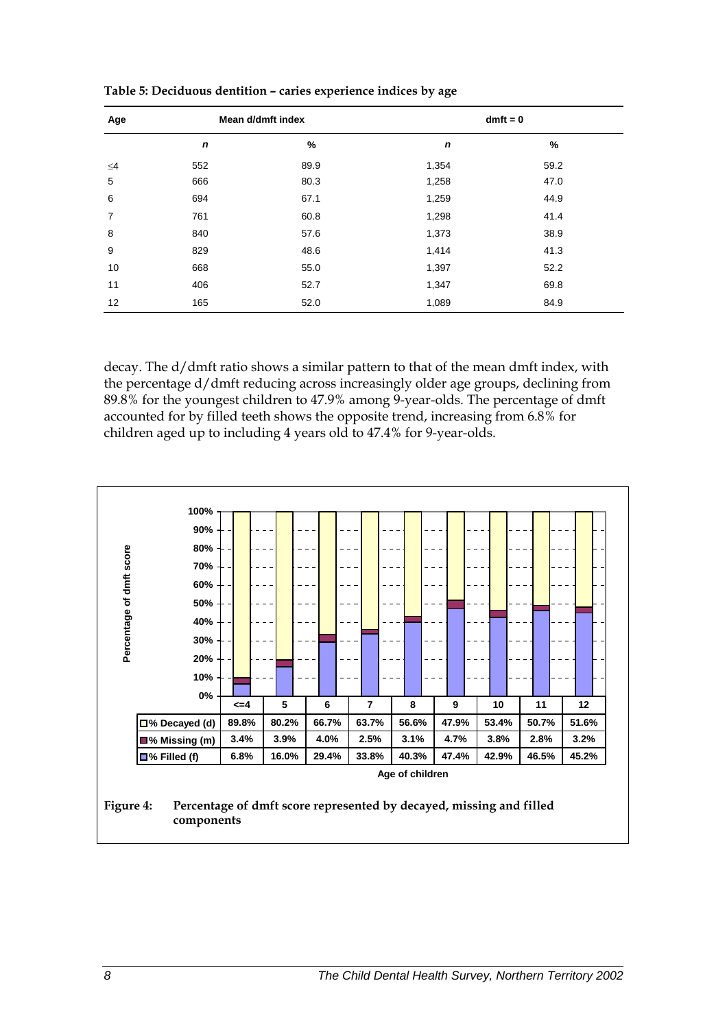**Table 5: Deciduous dentition – caries experience indices by age**

| Age | Mean d/dmft index | | dmft = 0 | |
|---|---|---|---|---|
| | *n* | % | *n* | % |
| ≤4 | 552 | 89.9 | 1,354 | 59.2 |
| 5 | 666 | 80.3 | 1,258 | 47.0 |
| 6 | 694 | 67.1 | 1,259 | 44.9 |
| 7 | 761 | 60.8 | 1,298 | 41.4 |
| 8 | 840 | 57.6 | 1,373 | 38.9 |
| 9 | 829 | 48.6 | 1,414 | 41.3 |
| 10 | 668 | 55.0 | 1,397 | 52.2 |
| 11 | 406 | 52.7 | 1,347 | 69.8 |
| 12 | 165 | 52.0 | 1,089 | 84.9 |

decay. The d/dmft ratio shows a similar pattern to that of the mean dmft index, with the percentage d/dmft reducing across increasingly older age groups, declining from 89.8% for the youngest children to 47.9% among 9-year-olds. The percentage of dmft accounted for by filled teeth shows the opposite trend, increasing from 6.8% for children aged up to including 4 years old to 47.4% for 9-year-olds.

| Age of children | <=4 | 5 | 6 | 7 | 8 | 9 | 10 | 11 | 12 |
|---|---|---|---|---|---|---|---|---|---|
| % Decayed (d) | 89.8% | 80.2% | 66.7% | 63.7% | 56.6% | 47.9% | 53.4% | 50.7% | 51.6% |
| % Missing (m) | 3.4% | 3.9% | 4.0% | 2.5% | 3.1% | 4.7% | 3.8% | 2.8% | 3.2% |
| % Filled (f) | 6.8% | 16.0% | 29.4% | 33.8% | 40.3% | 47.4% | 42.9% | 46.5% | 45.2% |

**Figure 4: Percentage of dmft score represented by decayed, missing and filled components**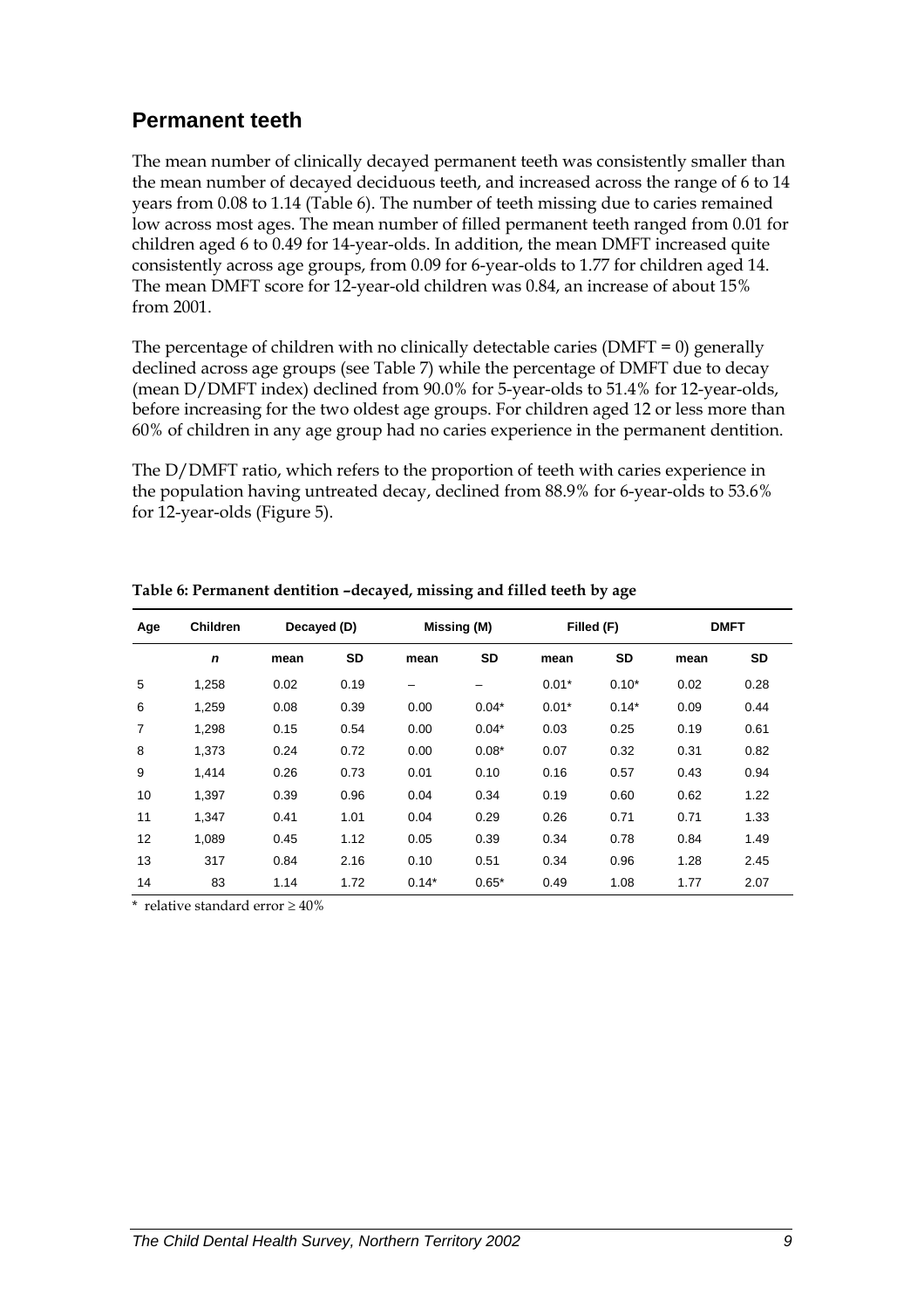## Permanent teeth

The mean number of clinically decayed permanent teeth was consistently smaller than the mean number of decayed deciduous teeth, and increased across the range of 6 to 14 years from 0.08 to 1.14 (Table 6). The number of teeth missing due to caries remained low across most ages. The mean number of filled permanent teeth ranged from 0.01 for children aged 6 to 0.49 for 14-year-olds. In addition, the mean DMFT increased quite consistently across age groups, from 0.09 for 6-year-olds to 1.77 for children aged 14. The mean DMFT score for 12-year-old children was 0.84, an increase of about 15% from 2001.

The percentage of children with no clinically detectable caries (DMFT = 0) generally declined across age groups (see Table 7) while the percentage of DMFT due to decay (mean D/DMFT index) declined from 90.0% for 5-year-olds to 51.4% for 12-year-olds, before increasing for the two oldest age groups. For children aged 12 or less more than 60% of children in any age group had no caries experience in the permanent dentition.

The D/DMFT ratio, which refers to the proportion of teeth with caries experience in the population having untreated decay, declined from 88.9% for 6-year-olds to 53.6% for 12-year-olds (Figure 5).

**Table 6: Permanent dentition –decayed, missing and filled teeth by age**

| Age | Children | Decayed (D) | | Missing (M) | | Filled (F) | | DMFT | |
|---|---|---|---|---|---|---|---|---|---|
| | *n* | mean | SD | mean | SD | mean | SD | mean | SD |
| 5 | 1,258 | 0.02 | 0.19 | – | – | 0.01* | 0.10* | 0.02 | 0.28 |
| 6 | 1,259 | 0.08 | 0.39 | 0.00 | 0.04* | 0.01* | 0.14* | 0.09 | 0.44 |
| 7 | 1,298 | 0.15 | 0.54 | 0.00 | 0.04* | 0.03 | 0.25 | 0.19 | 0.61 |
| 8 | 1,373 | 0.24 | 0.72 | 0.00 | 0.08* | 0.07 | 0.32 | 0.31 | 0.82 |
| 9 | 1,414 | 0.26 | 0.73 | 0.01 | 0.10 | 0.16 | 0.57 | 0.43 | 0.94 |
| 10 | 1,397 | 0.39 | 0.96 | 0.04 | 0.34 | 0.19 | 0.60 | 0.62 | 1.22 |
| 11 | 1,347 | 0.41 | 1.01 | 0.04 | 0.29 | 0.26 | 0.71 | 0.71 | 1.33 |
| 12 | 1,089 | 0.45 | 1.12 | 0.05 | 0.39 | 0.34 | 0.78 | 0.84 | 1.49 |
| 13 | 317 | 0.84 | 2.16 | 0.10 | 0.51 | 0.34 | 0.96 | 1.28 | 2.45 |
| 14 | 83 | 1.14 | 1.72 | 0.14* | 0.65* | 0.49 | 1.08 | 1.77 | 2.07 |

\* relative standard error ≥ 40%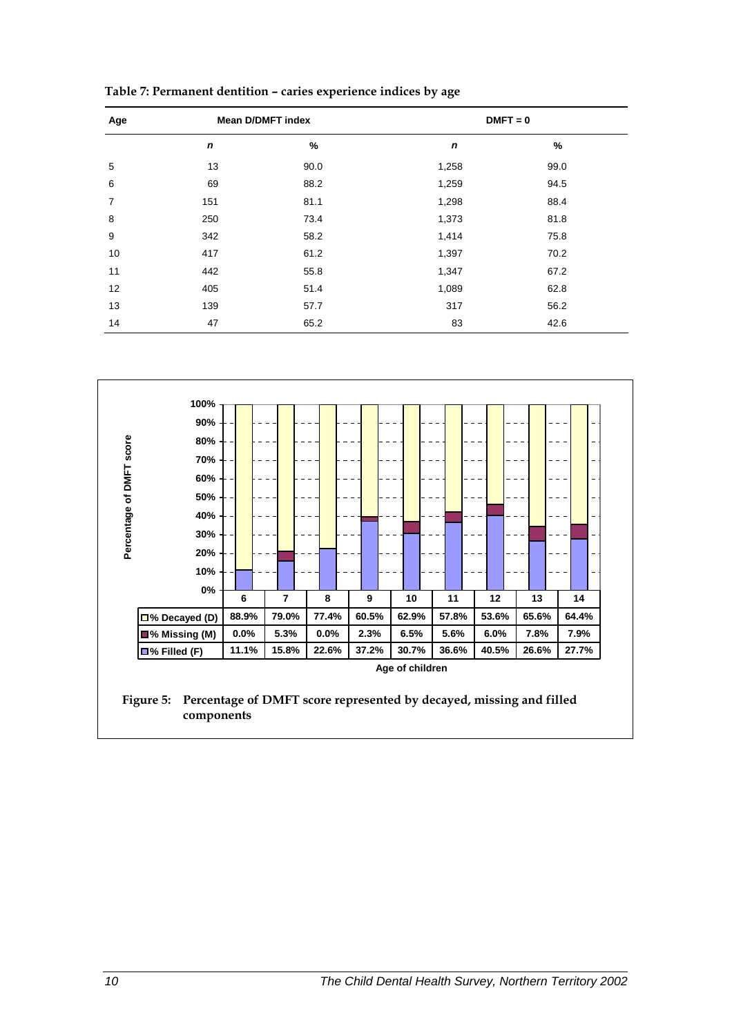**Table 7: Permanent dentition – caries experience indices by age**

| Age | Mean D/DMFT index | | DMFT = 0 | |
|---|---|---|---|---|
| | *n* | % | *n* | % |
| 5 | 13 | 90.0 | 1,258 | 99.0 |
| 6 | 69 | 88.2 | 1,259 | 94.5 |
| 7 | 151 | 81.1 | 1,298 | 88.4 |
| 8 | 250 | 73.4 | 1,373 | 81.8 |
| 9 | 342 | 58.2 | 1,414 | 75.8 |
| 10 | 417 | 61.2 | 1,397 | 70.2 |
| 11 | 442 | 55.8 | 1,347 | 67.2 |
| 12 | 405 | 51.4 | 1,089 | 62.8 |
| 13 | 139 | 57.7 | 317 | 56.2 |
| 14 | 47 | 65.2 | 83 | 42.6 |

Percentage of DMFT score

| Age of children | 6 | 7 | 8 | 9 | 10 | 11 | 12 | 13 | 14 |
|---|---|---|---|---|---|---|---|---|---|
| % Decayed (D) | 88.9% | 79.0% | 77.4% | 60.5% | 62.9% | 57.8% | 53.6% | 65.6% | 64.4% |
| % Missing (M) | 0.0% | 5.3% | 0.0% | 2.3% | 6.5% | 5.6% | 6.0% | 7.8% | 7.9% |
| % Filled (F) | 11.1% | 15.8% | 22.6% | 37.2% | 30.7% | 36.6% | 40.5% | 26.6% | 27.7% |

**Figure 5: Percentage of DMFT score represented by decayed, missing and filled components**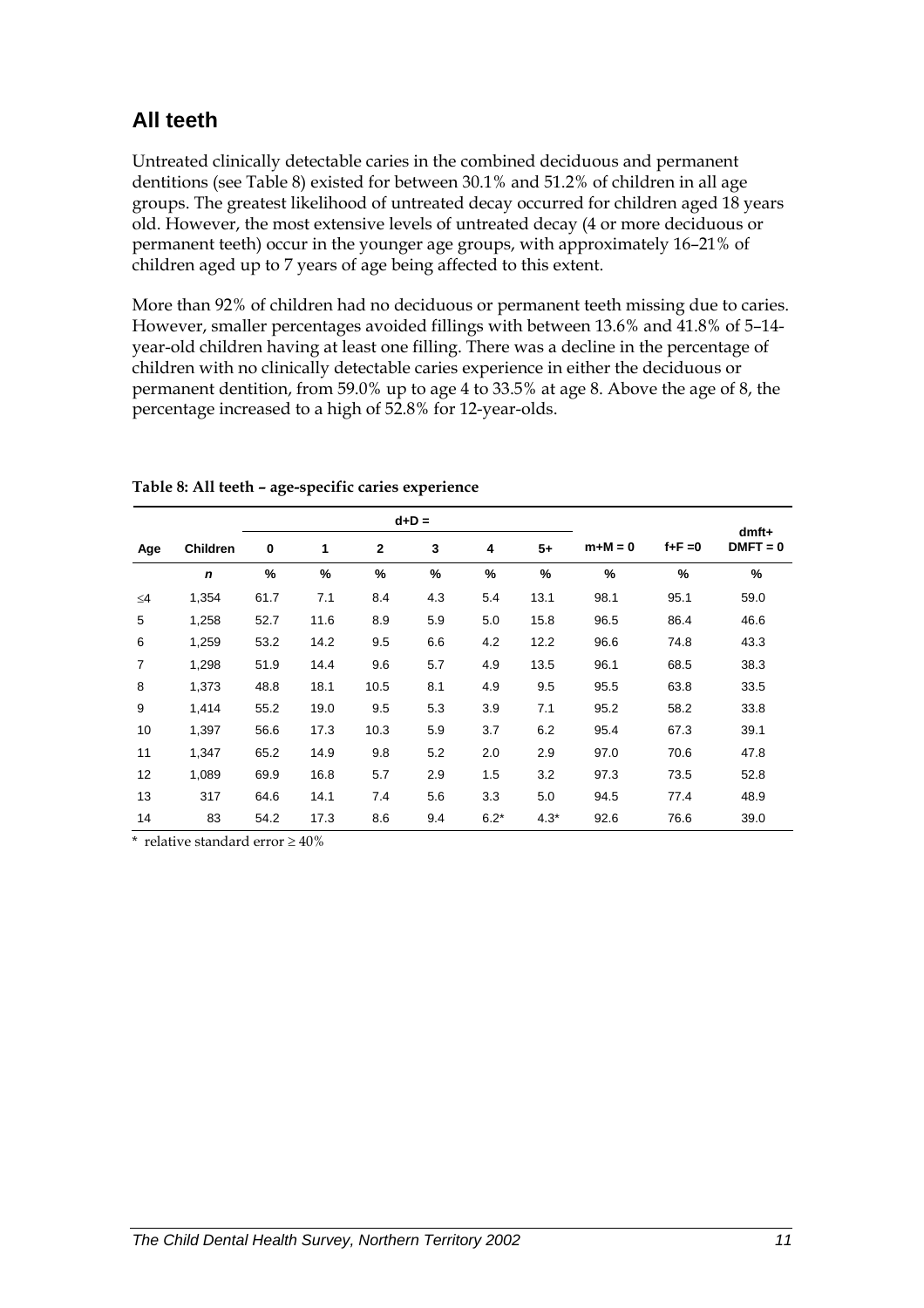## All teeth

Untreated clinically detectable caries in the combined deciduous and permanent dentitions (see Table 8) existed for between 30.1% and 51.2% of children in all age groups. The greatest likelihood of untreated decay occurred for children aged 18 years old. However, the most extensive levels of untreated decay (4 or more deciduous or permanent teeth) occur in the younger age groups, with approximately 16–21% of children aged up to 7 years of age being affected to this extent.

More than 92% of children had no deciduous or permanent teeth missing due to caries. However, smaller percentages avoided fillings with between 13.6% and 41.8% of 5–14-year-old children having at least one filling. There was a decline in the percentage of children with no clinically detectable caries experience in either the deciduous or permanent dentition, from 59.0% up to age 4 to 33.5% at age 8. Above the age of 8, the percentage increased to a high of 52.8% for 12-year-olds.

**Table 8: All teeth – age-specific caries experience**

| Age | Children | d+D = | | | | | | m+M = 0 | f+F =0 | dmft+ DMFT = 0 |
|---|---|---|---|---|---|---|---|---|---|---|
| | | 0 | 1 | 2 | 3 | 4 | 5+ | | | |
| | *n* | % | % | % | % | % | % | % | % | % |
| ≤4 | 1,354 | 61.7 | 7.1 | 8.4 | 4.3 | 5.4 | 13.1 | 98.1 | 95.1 | 59.0 |
| 5 | 1,258 | 52.7 | 11.6 | 8.9 | 5.9 | 5.0 | 15.8 | 96.5 | 86.4 | 46.6 |
| 6 | 1,259 | 53.2 | 14.2 | 9.5 | 6.6 | 4.2 | 12.2 | 96.6 | 74.8 | 43.3 |
| 7 | 1,298 | 51.9 | 14.4 | 9.6 | 5.7 | 4.9 | 13.5 | 96.1 | 68.5 | 38.3 |
| 8 | 1,373 | 48.8 | 18.1 | 10.5 | 8.1 | 4.9 | 9.5 | 95.5 | 63.8 | 33.5 |
| 9 | 1,414 | 55.2 | 19.0 | 9.5 | 5.3 | 3.9 | 7.1 | 95.2 | 58.2 | 33.8 |
| 10 | 1,397 | 56.6 | 17.3 | 10.3 | 5.9 | 3.7 | 6.2 | 95.4 | 67.3 | 39.1 |
| 11 | 1,347 | 65.2 | 14.9 | 9.8 | 5.2 | 2.0 | 2.9 | 97.0 | 70.6 | 47.8 |
| 12 | 1,089 | 69.9 | 16.8 | 5.7 | 2.9 | 1.5 | 3.2 | 97.3 | 73.5 | 52.8 |
| 13 | 317 | 64.6 | 14.1 | 7.4 | 5.6 | 3.3 | 5.0 | 94.5 | 77.4 | 48.9 |
| 14 | 83 | 54.2 | 17.3 | 8.6 | 9.4 | 6.2* | 4.3* | 92.6 | 76.6 | 39.0 |

\* relative standard error ≥ 40%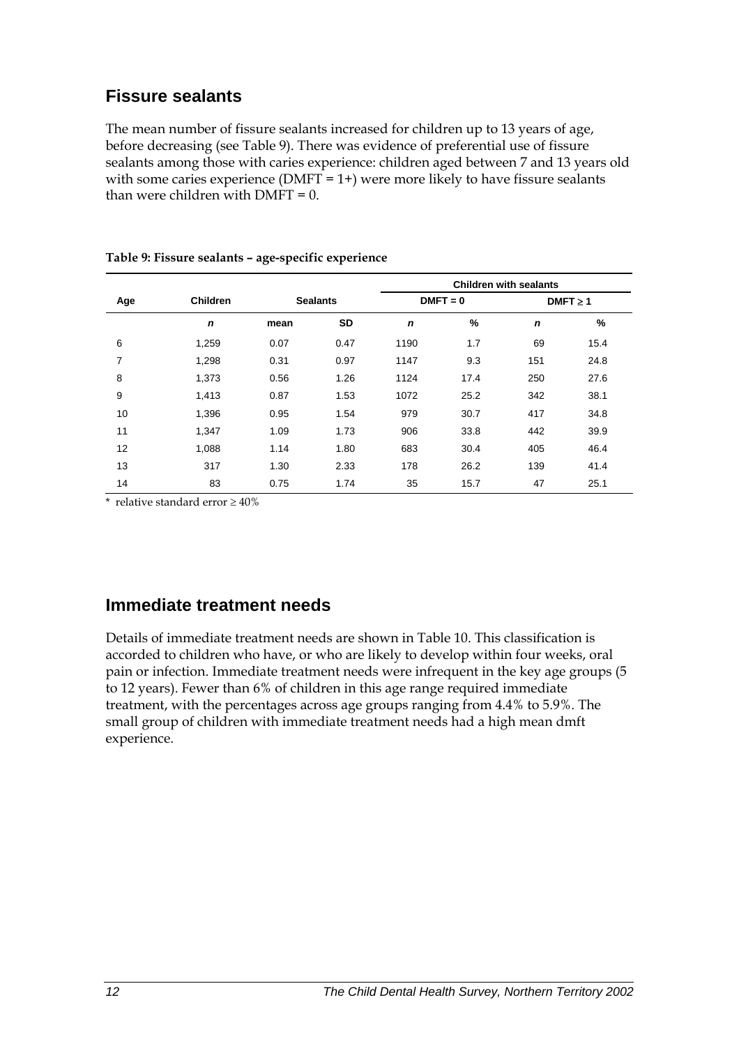## Fissure sealants

The mean number of fissure sealants increased for children up to 13 years of age, before decreasing (see Table 9). There was evidence of preferential use of fissure sealants among those with caries experience: children aged between 7 and 13 years old with some caries experience (DMFT = 1+) were more likely to have fissure sealants than were children with DMFT = 0.

**Table 9: Fissure sealants – age-specific experience**

| Age | Children | Sealants | | Children with sealants | | | |
|---|---|---|---|---|---|---|---|
| | | | | DMFT = 0 | | DMFT ≥ 1 | |
| | *n* | mean | SD | *n* | % | *n* | % |
| 6 | 1,259 | 0.07 | 0.47 | 1190 | 1.7 | 69 | 15.4 |
| 7 | 1,298 | 0.31 | 0.97 | 1147 | 9.3 | 151 | 24.8 |
| 8 | 1,373 | 0.56 | 1.26 | 1124 | 17.4 | 250 | 27.6 |
| 9 | 1,413 | 0.87 | 1.53 | 1072 | 25.2 | 342 | 38.1 |
| 10 | 1,396 | 0.95 | 1.54 | 979 | 30.7 | 417 | 34.8 |
| 11 | 1,347 | 1.09 | 1.73 | 906 | 33.8 | 442 | 39.9 |
| 12 | 1,088 | 1.14 | 1.80 | 683 | 30.4 | 405 | 46.4 |
| 13 | 317 | 1.30 | 2.33 | 178 | 26.2 | 139 | 41.4 |
| 14 | 83 | 0.75 | 1.74 | 35 | 15.7 | 47 | 25.1 |

\* relative standard error ≥ 40%

## Immediate treatment needs

Details of immediate treatment needs are shown in Table 10. This classification is accorded to children who have, or who are likely to develop within four weeks, oral pain or infection. Immediate treatment needs were infrequent in the key age groups (5 to 12 years). Fewer than 6% of children in this age range required immediate treatment, with the percentages across age groups ranging from 4.4% to 5.9%. The small group of children with immediate treatment needs had a high mean dmft experience.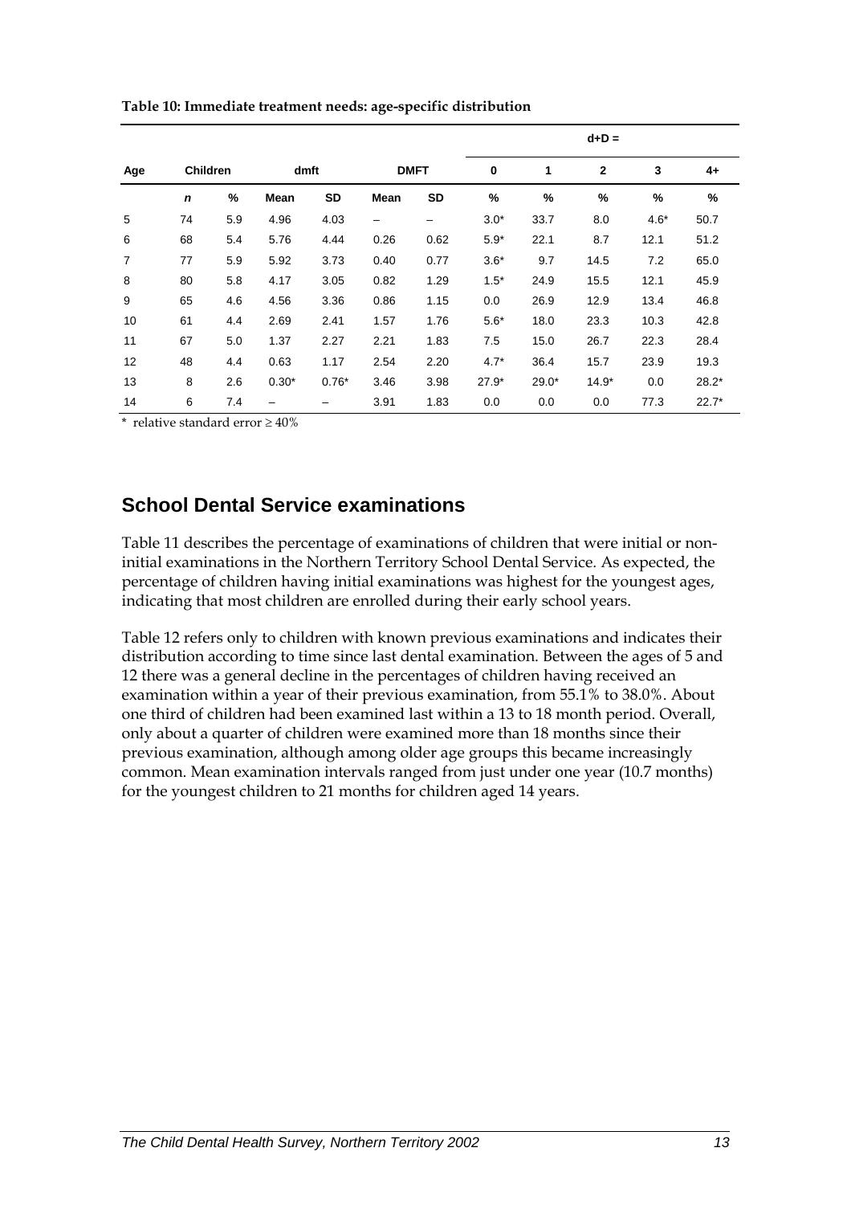**Table 10: Immediate treatment needs: age-specific distribution**

| Age | Children | | dmft | | DMFT | | d+D = | | | | |
|---|---|---|---|---|---|---|---|---|---|---|---|
| | | | | | | | 0 | 1 | 2 | 3 | 4+ |
| | *n* | % | Mean | SD | Mean | SD | % | % | % | % | % |
| 5 | 74 | 5.9 | 4.96 | 4.03 | – | – | 3.0* | 33.7 | 8.0 | 4.6* | 50.7 |
| 6 | 68 | 5.4 | 5.76 | 4.44 | 0.26 | 0.62 | 5.9* | 22.1 | 8.7 | 12.1 | 51.2 |
| 7 | 77 | 5.9 | 5.92 | 3.73 | 0.40 | 0.77 | 3.6* | 9.7 | 14.5 | 7.2 | 65.0 |
| 8 | 80 | 5.8 | 4.17 | 3.05 | 0.82 | 1.29 | 1.5* | 24.9 | 15.5 | 12.1 | 45.9 |
| 9 | 65 | 4.6 | 4.56 | 3.36 | 0.86 | 1.15 | 0.0 | 26.9 | 12.9 | 13.4 | 46.8 |
| 10 | 61 | 4.4 | 2.69 | 2.41 | 1.57 | 1.76 | 5.6* | 18.0 | 23.3 | 10.3 | 42.8 |
| 11 | 67 | 5.0 | 1.37 | 2.27 | 2.21 | 1.83 | 7.5 | 15.0 | 26.7 | 22.3 | 28.4 |
| 12 | 48 | 4.4 | 0.63 | 1.17 | 2.54 | 2.20 | 4.7* | 36.4 | 15.7 | 23.9 | 19.3 |
| 13 | 8 | 2.6 | 0.30* | 0.76* | 3.46 | 3.98 | 27.9* | 29.0* | 14.9* | 0.0 | 28.2* |
| 14 | 6 | 7.4 | – | – | 3.91 | 1.83 | 0.0 | 0.0 | 0.0 | 77.3 | 22.7* |

\* relative standard error ≥ 40%

## School Dental Service examinations

Table 11 describes the percentage of examinations of children that were initial or non-initial examinations in the Northern Territory School Dental Service. As expected, the percentage of children having initial examinations was highest for the youngest ages, indicating that most children are enrolled during their early school years.

Table 12 refers only to children with known previous examinations and indicates their distribution according to time since last dental examination. Between the ages of 5 and 12 there was a general decline in the percentages of children having received an examination within a year of their previous examination, from 55.1% to 38.0%. About one third of children had been examined last within a 13 to 18 month period. Overall, only about a quarter of children were examined more than 18 months since their previous examination, although among older age groups this became increasingly common. Mean examination intervals ranged from just under one year (10.7 months) for the youngest children to 21 months for children aged 14 years.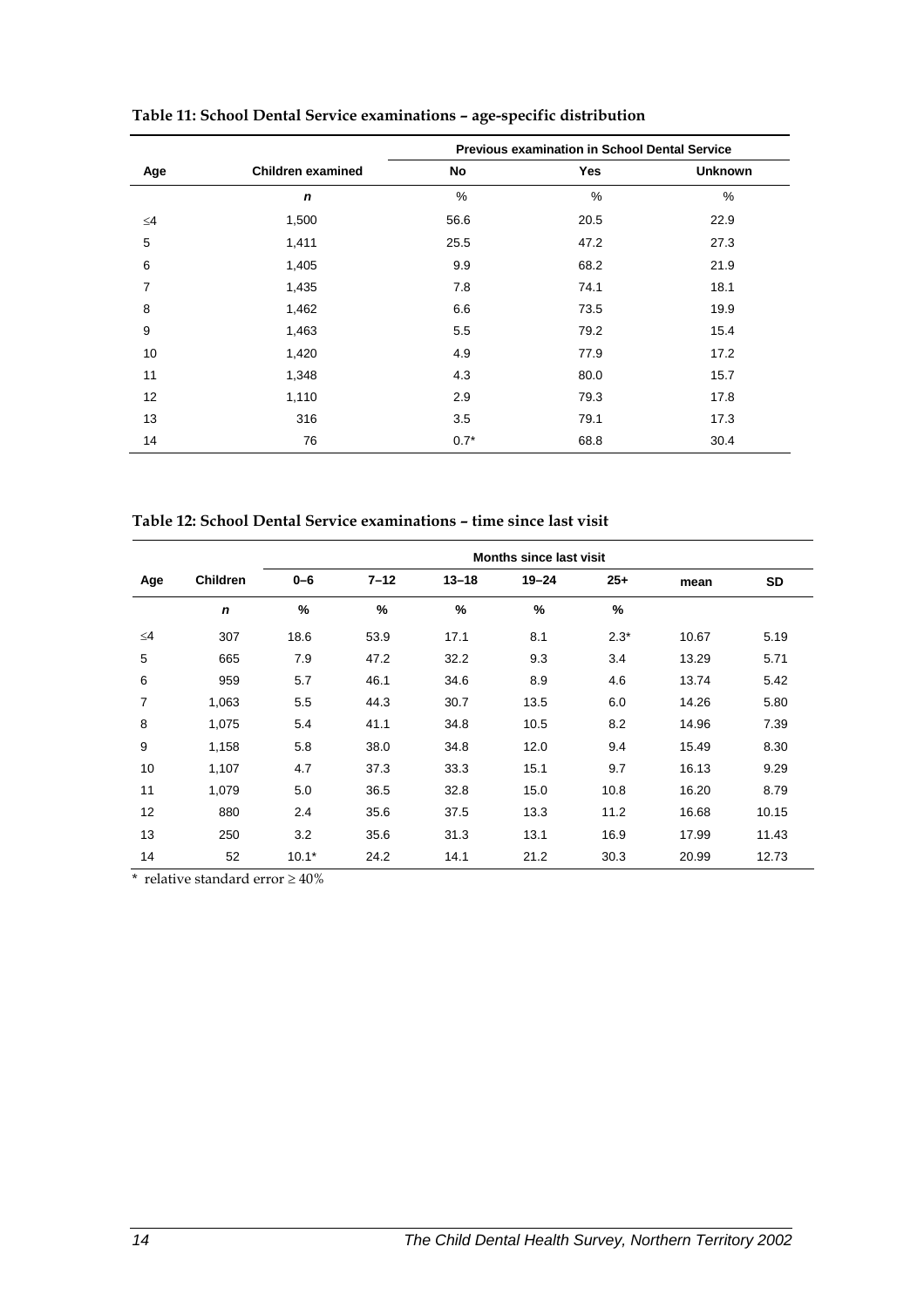**Table 11: School Dental Service examinations – age-specific distribution**

| | | Previous examination in School Dental Service | | |
|---|---|---|---|---|
| Age | Children examined | No | Yes | Unknown |
| | *n* | % | % | % |
| ≤4 | 1,500 | 56.6 | 20.5 | 22.9 |
| 5 | 1,411 | 25.5 | 47.2 | 27.3 |
| 6 | 1,405 | 9.9 | 68.2 | 21.9 |
| 7 | 1,435 | 7.8 | 74.1 | 18.1 |
| 8 | 1,462 | 6.6 | 73.5 | 19.9 |
| 9 | 1,463 | 5.5 | 79.2 | 15.4 |
| 10 | 1,420 | 4.9 | 77.9 | 17.2 |
| 11 | 1,348 | 4.3 | 80.0 | 15.7 |
| 12 | 1,110 | 2.9 | 79.3 | 17.8 |
| 13 | 316 | 3.5 | 79.1 | 17.3 |
| 14 | 76 | 0.7* | 68.8 | 30.4 |

**Table 12: School Dental Service examinations – time since last visit**

| | | Months since last visit | | | | | | |
|---|---|---|---|---|---|---|---|---|
| Age | Children | 0–6 | 7–12 | 13–18 | 19–24 | 25+ | mean | SD |
| | *n* | % | % | % | % | % | | |
| ≤4 | 307 | 18.6 | 53.9 | 17.1 | 8.1 | 2.3* | 10.67 | 5.19 |
| 5 | 665 | 7.9 | 47.2 | 32.2 | 9.3 | 3.4 | 13.29 | 5.71 |
| 6 | 959 | 5.7 | 46.1 | 34.6 | 8.9 | 4.6 | 13.74 | 5.42 |
| 7 | 1,063 | 5.5 | 44.3 | 30.7 | 13.5 | 6.0 | 14.26 | 5.80 |
| 8 | 1,075 | 5.4 | 41.1 | 34.8 | 10.5 | 8.2 | 14.96 | 7.39 |
| 9 | 1,158 | 5.8 | 38.0 | 34.8 | 12.0 | 9.4 | 15.49 | 8.30 |
| 10 | 1,107 | 4.7 | 37.3 | 33.3 | 15.1 | 9.7 | 16.13 | 9.29 |
| 11 | 1,079 | 5.0 | 36.5 | 32.8 | 15.0 | 10.8 | 16.20 | 8.79 |
| 12 | 880 | 2.4 | 35.6 | 37.5 | 13.3 | 11.2 | 16.68 | 10.15 |
| 13 | 250 | 3.2 | 35.6 | 31.3 | 13.1 | 16.9 | 17.99 | 11.43 |
| 14 | 52 | 10.1* | 24.2 | 14.1 | 21.2 | 30.3 | 20.99 | 12.73 |

\* relative standard error ≥ 40%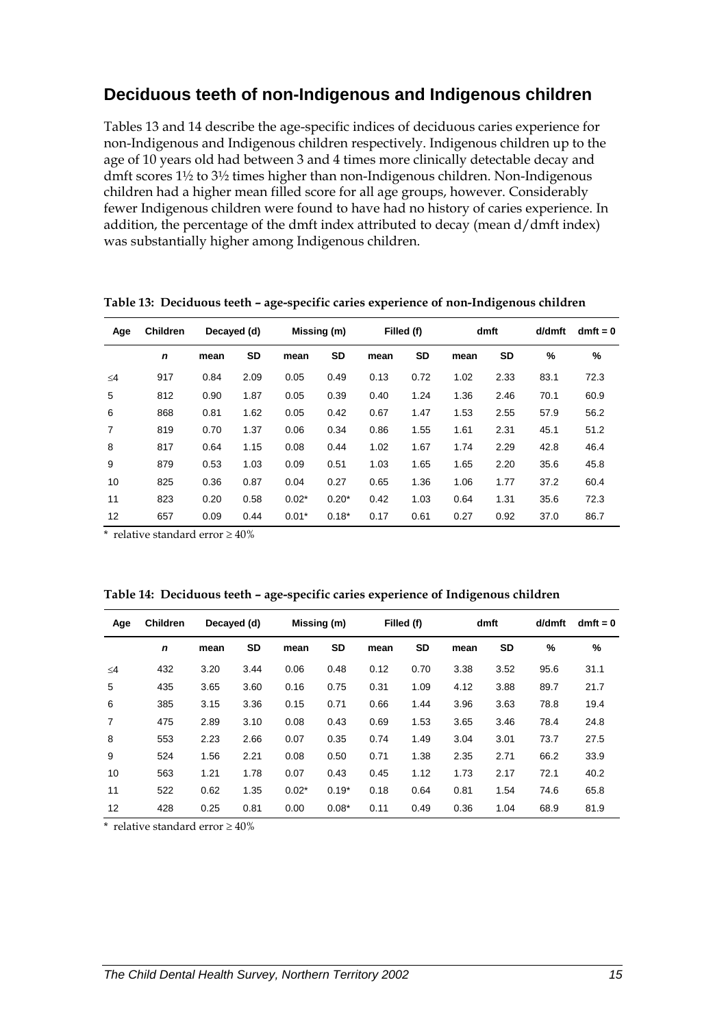## Deciduous teeth of non-Indigenous and Indigenous children

Tables 13 and 14 describe the age-specific indices of deciduous caries experience for non-Indigenous and Indigenous children respectively. Indigenous children up to the age of 10 years old had between 3 and 4 times more clinically detectable decay and dmft scores 1½ to 3½ times higher than non-Indigenous children. Non-Indigenous children had a higher mean filled score for all age groups, however. Considerably fewer Indigenous children were found to have had no history of caries experience. In addition, the percentage of the dmft index attributed to decay (mean d/dmft index) was substantially higher among Indigenous children.

**Table 13: Deciduous teeth – age-specific caries experience of non-Indigenous children**

| Age | Children | Decayed (d) | | Missing (m) | | Filled (f) | | dmft | | d/dmft | dmft = 0 |
|---|---|---|---|---|---|---|---|---|---|---|---|
| | *n* | mean | SD | mean | SD | mean | SD | mean | SD | % | % |
| ≤4 | 917 | 0.84 | 2.09 | 0.05 | 0.49 | 0.13 | 0.72 | 1.02 | 2.33 | 83.1 | 72.3 |
| 5 | 812 | 0.90 | 1.87 | 0.05 | 0.39 | 0.40 | 1.24 | 1.36 | 2.46 | 70.1 | 60.9 |
| 6 | 868 | 0.81 | 1.62 | 0.05 | 0.42 | 0.67 | 1.47 | 1.53 | 2.55 | 57.9 | 56.2 |
| 7 | 819 | 0.70 | 1.37 | 0.06 | 0.34 | 0.86 | 1.55 | 1.61 | 2.31 | 45.1 | 51.2 |
| 8 | 817 | 0.64 | 1.15 | 0.08 | 0.44 | 1.02 | 1.67 | 1.74 | 2.29 | 42.8 | 46.4 |
| 9 | 879 | 0.53 | 1.03 | 0.09 | 0.51 | 1.03 | 1.65 | 1.65 | 2.20 | 35.6 | 45.8 |
| 10 | 825 | 0.36 | 0.87 | 0.04 | 0.27 | 0.65 | 1.36 | 1.06 | 1.77 | 37.2 | 60.4 |
| 11 | 823 | 0.20 | 0.58 | 0.02* | 0.20* | 0.42 | 1.03 | 0.64 | 1.31 | 35.6 | 72.3 |
| 12 | 657 | 0.09 | 0.44 | 0.01* | 0.18* | 0.17 | 0.61 | 0.27 | 0.92 | 37.0 | 86.7 |

\* relative standard error ≥ 40%

**Table 14: Deciduous teeth – age-specific caries experience of Indigenous children**

| Age | Children | Decayed (d) | | Missing (m) | | Filled (f) | | dmft | | d/dmft | dmft = 0 |
|---|---|---|---|---|---|---|---|---|---|---|---|
| | *n* | mean | SD | mean | SD | mean | SD | mean | SD | % | % |
| ≤4 | 432 | 3.20 | 3.44 | 0.06 | 0.48 | 0.12 | 0.70 | 3.38 | 3.52 | 95.6 | 31.1 |
| 5 | 435 | 3.65 | 3.60 | 0.16 | 0.75 | 0.31 | 1.09 | 4.12 | 3.88 | 89.7 | 21.7 |
| 6 | 385 | 3.15 | 3.36 | 0.15 | 0.71 | 0.66 | 1.44 | 3.96 | 3.63 | 78.8 | 19.4 |
| 7 | 475 | 2.89 | 3.10 | 0.08 | 0.43 | 0.69 | 1.53 | 3.65 | 3.46 | 78.4 | 24.8 |
| 8 | 553 | 2.23 | 2.66 | 0.07 | 0.35 | 0.74 | 1.49 | 3.04 | 3.01 | 73.7 | 27.5 |
| 9 | 524 | 1.56 | 2.21 | 0.08 | 0.50 | 0.71 | 1.38 | 2.35 | 2.71 | 66.2 | 33.9 |
| 10 | 563 | 1.21 | 1.78 | 0.07 | 0.43 | 0.45 | 1.12 | 1.73 | 2.17 | 72.1 | 40.2 |
| 11 | 522 | 0.62 | 1.35 | 0.02* | 0.19* | 0.18 | 0.64 | 0.81 | 1.54 | 74.6 | 65.8 |
| 12 | 428 | 0.25 | 0.81 | 0.00 | 0.08* | 0.11 | 0.49 | 0.36 | 1.04 | 68.9 | 81.9 |

\* relative standard error ≥ 40%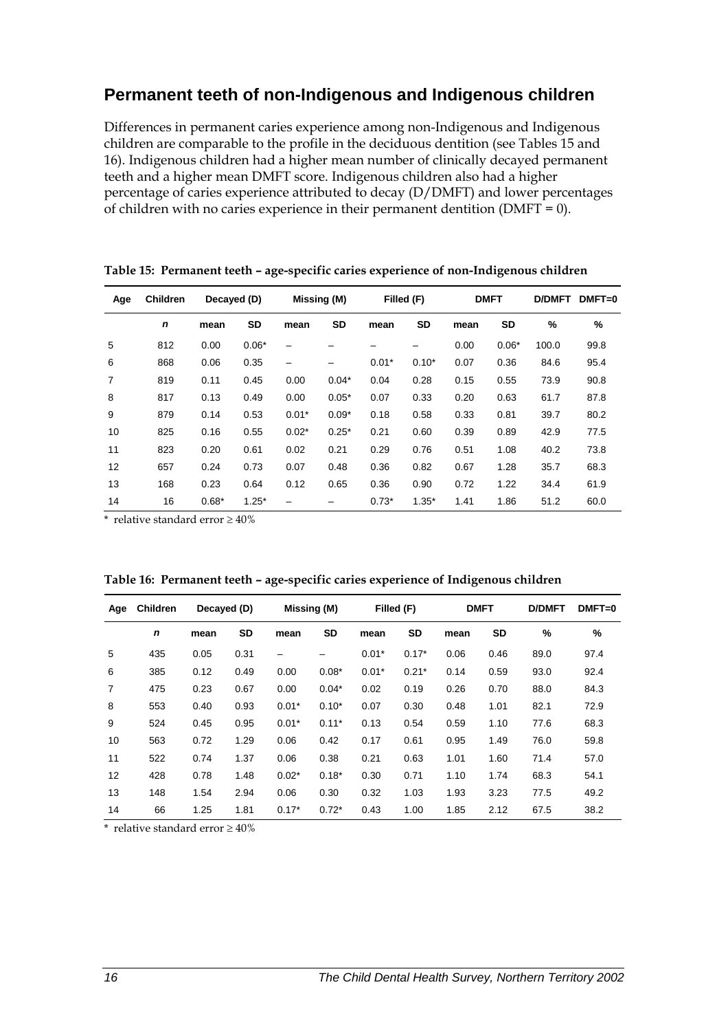## Permanent teeth of non-Indigenous and Indigenous children

Differences in permanent caries experience among non-Indigenous and Indigenous children are comparable to the profile in the deciduous dentition (see Tables 15 and 16). Indigenous children had a higher mean number of clinically decayed permanent teeth and a higher mean DMFT score. Indigenous children also had a higher percentage of caries experience attributed to decay (D/DMFT) and lower percentages of children with no caries experience in their permanent dentition (DMFT = 0).

**Table 15: Permanent teeth – age-specific caries experience of non-Indigenous children**

| Age | Children | Decayed (D) | | Missing (M) | | Filled (F) | | DMFT | | D/DMFT | DMFT=0 |
|---|---|---|---|---|---|---|---|---|---|---|---|
| | *n* | mean | SD | mean | SD | mean | SD | mean | SD | % | % |
| 5 | 812 | 0.00 | 0.06* | – | – | – | – | 0.00 | 0.06* | 100.0 | 99.8 |
| 6 | 868 | 0.06 | 0.35 | – | – | 0.01* | 0.10* | 0.07 | 0.36 | 84.6 | 95.4 |
| 7 | 819 | 0.11 | 0.45 | 0.00 | 0.04* | 0.04 | 0.28 | 0.15 | 0.55 | 73.9 | 90.8 |
| 8 | 817 | 0.13 | 0.49 | 0.00 | 0.05* | 0.07 | 0.33 | 0.20 | 0.63 | 61.7 | 87.8 |
| 9 | 879 | 0.14 | 0.53 | 0.01* | 0.09* | 0.18 | 0.58 | 0.33 | 0.81 | 39.7 | 80.2 |
| 10 | 825 | 0.16 | 0.55 | 0.02* | 0.25* | 0.21 | 0.60 | 0.39 | 0.89 | 42.9 | 77.5 |
| 11 | 823 | 0.20 | 0.61 | 0.02 | 0.21 | 0.29 | 0.76 | 0.51 | 1.08 | 40.2 | 73.8 |
| 12 | 657 | 0.24 | 0.73 | 0.07 | 0.48 | 0.36 | 0.82 | 0.67 | 1.28 | 35.7 | 68.3 |
| 13 | 168 | 0.23 | 0.64 | 0.12 | 0.65 | 0.36 | 0.90 | 0.72 | 1.22 | 34.4 | 61.9 |
| 14 | 16 | 0.68* | 1.25* | – | – | 0.73* | 1.35* | 1.41 | 1.86 | 51.2 | 60.0 |

\* relative standard error ≥ 40%

**Table 16: Permanent teeth – age-specific caries experience of Indigenous children**

| Age | Children | Decayed (D) | | Missing (M) | | Filled (F) | | DMFT | | D/DMFT | DMFT=0 |
|---|---|---|---|---|---|---|---|---|---|---|---|
| | *n* | mean | SD | mean | SD | mean | SD | mean | SD | % | % |
| 5 | 435 | 0.05 | 0.31 | – | – | 0.01* | 0.17* | 0.06 | 0.46 | 89.0 | 97.4 |
| 6 | 385 | 0.12 | 0.49 | 0.00 | 0.08* | 0.01* | 0.21* | 0.14 | 0.59 | 93.0 | 92.4 |
| 7 | 475 | 0.23 | 0.67 | 0.00 | 0.04* | 0.02 | 0.19 | 0.26 | 0.70 | 88.0 | 84.3 |
| 8 | 553 | 0.40 | 0.93 | 0.01* | 0.10* | 0.07 | 0.30 | 0.48 | 1.01 | 82.1 | 72.9 |
| 9 | 524 | 0.45 | 0.95 | 0.01* | 0.11* | 0.13 | 0.54 | 0.59 | 1.10 | 77.6 | 68.3 |
| 10 | 563 | 0.72 | 1.29 | 0.06 | 0.42 | 0.17 | 0.61 | 0.95 | 1.49 | 76.0 | 59.8 |
| 11 | 522 | 0.74 | 1.37 | 0.06 | 0.38 | 0.21 | 0.63 | 1.01 | 1.60 | 71.4 | 57.0 |
| 12 | 428 | 0.78 | 1.48 | 0.02* | 0.18* | 0.30 | 0.71 | 1.10 | 1.74 | 68.3 | 54.1 |
| 13 | 148 | 1.54 | 2.94 | 0.06 | 0.30 | 0.32 | 1.03 | 1.93 | 3.23 | 77.5 | 49.2 |
| 14 | 66 | 1.25 | 1.81 | 0.17* | 0.72* | 0.43 | 1.00 | 1.85 | 2.12 | 67.5 | 38.2 |

\* relative standard error ≥ 40%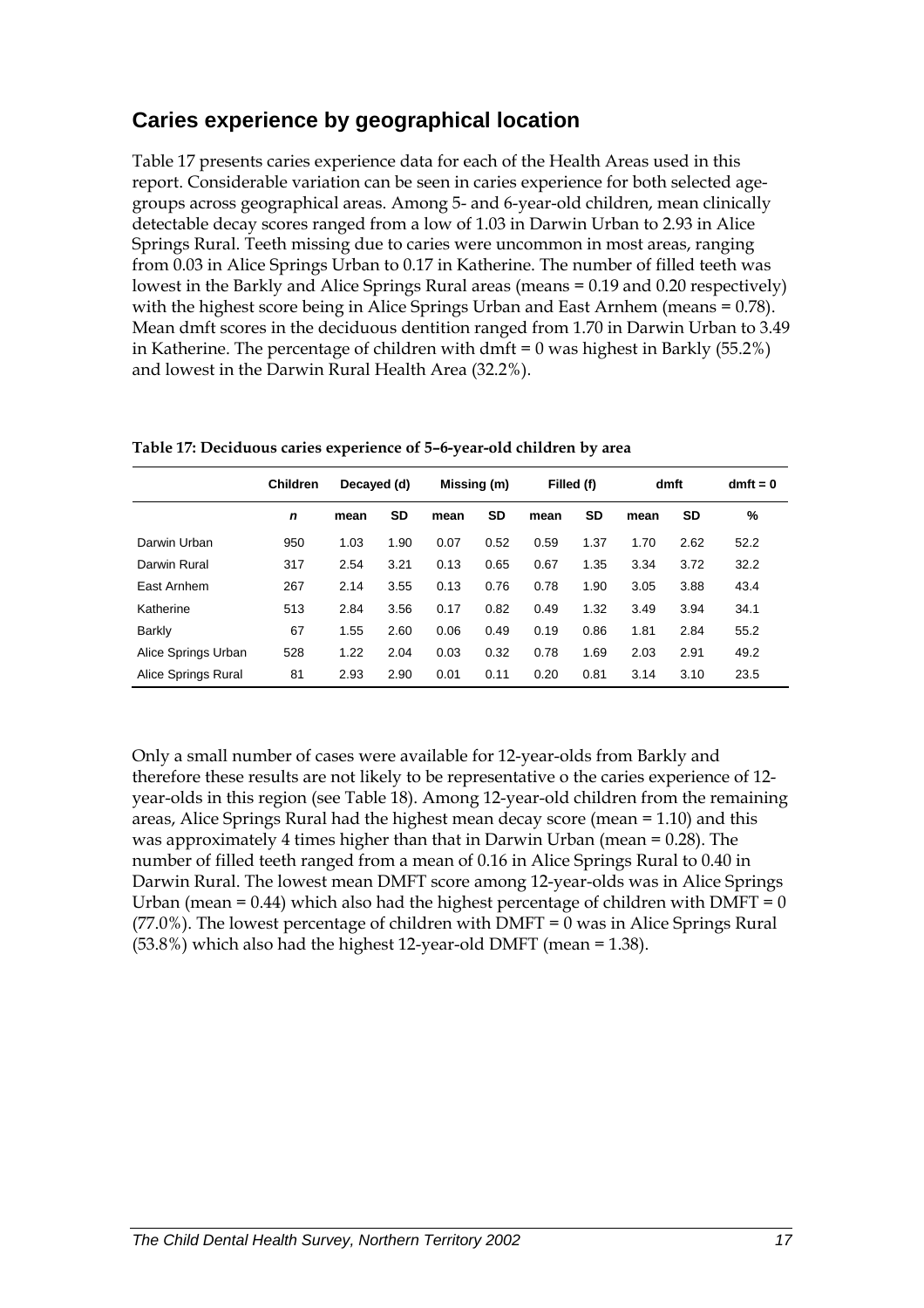## Caries experience by geographical location

Table 17 presents caries experience data for each of the Health Areas used in this report. Considerable variation can be seen in caries experience for both selected age-groups across geographical areas. Among 5- and 6-year-old children, mean clinically detectable decay scores ranged from a low of 1.03 in Darwin Urban to 2.93 in Alice Springs Rural. Teeth missing due to caries were uncommon in most areas, ranging from 0.03 in Alice Springs Urban to 0.17 in Katherine. The number of filled teeth was lowest in the Barkly and Alice Springs Rural areas (means = 0.19 and 0.20 respectively) with the highest score being in Alice Springs Urban and East Arnhem (means = 0.78). Mean dmft scores in the deciduous dentition ranged from 1.70 in Darwin Urban to 3.49 in Katherine. The percentage of children with dmft = 0 was highest in Barkly (55.2%) and lowest in the Darwin Rural Health Area (32.2%).

**Table 17: Deciduous caries experience of 5–6-year-old children by area**

| | Children | Decayed (d) | | Missing (m) | | Filled (f) | | dmft | | dmft = 0 |
|---|---|---|---|---|---|---|---|---|---|---|
| | ***n*** | **mean** | **SD** | **mean** | **SD** | **mean** | **SD** | **mean** | **SD** | **%** |
| Darwin Urban | 950 | 1.03 | 1.90 | 0.07 | 0.52 | 0.59 | 1.37 | 1.70 | 2.62 | 52.2 |
| Darwin Rural | 317 | 2.54 | 3.21 | 0.13 | 0.65 | 0.67 | 1.35 | 3.34 | 3.72 | 32.2 |
| East Arnhem | 267 | 2.14 | 3.55 | 0.13 | 0.76 | 0.78 | 1.90 | 3.05 | 3.88 | 43.4 |
| Katherine | 513 | 2.84 | 3.56 | 0.17 | 0.82 | 0.49 | 1.32 | 3.49 | 3.94 | 34.1 |
| Barkly | 67 | 1.55 | 2.60 | 0.06 | 0.49 | 0.19 | 0.86 | 1.81 | 2.84 | 55.2 |
| Alice Springs Urban | 528 | 1.22 | 2.04 | 0.03 | 0.32 | 0.78 | 1.69 | 2.03 | 2.91 | 49.2 |
| Alice Springs Rural | 81 | 2.93 | 2.90 | 0.01 | 0.11 | 0.20 | 0.81 | 3.14 | 3.10 | 23.5 |

Only a small number of cases were available for 12-year-olds from Barkly and therefore these results are not likely to be representative o the caries experience of 12-year-olds in this region (see Table 18). Among 12-year-old children from the remaining areas, Alice Springs Rural had the highest mean decay score (mean = 1.10) and this was approximately 4 times higher than that in Darwin Urban (mean = 0.28). The number of filled teeth ranged from a mean of 0.16 in Alice Springs Rural to 0.40 in Darwin Rural. The lowest mean DMFT score among 12-year-olds was in Alice Springs Urban (mean = 0.44) which also had the highest percentage of children with DMFT = 0 (77.0%). The lowest percentage of children with DMFT = 0 was in Alice Springs Rural (53.8%) which also had the highest 12-year-old DMFT (mean = 1.38).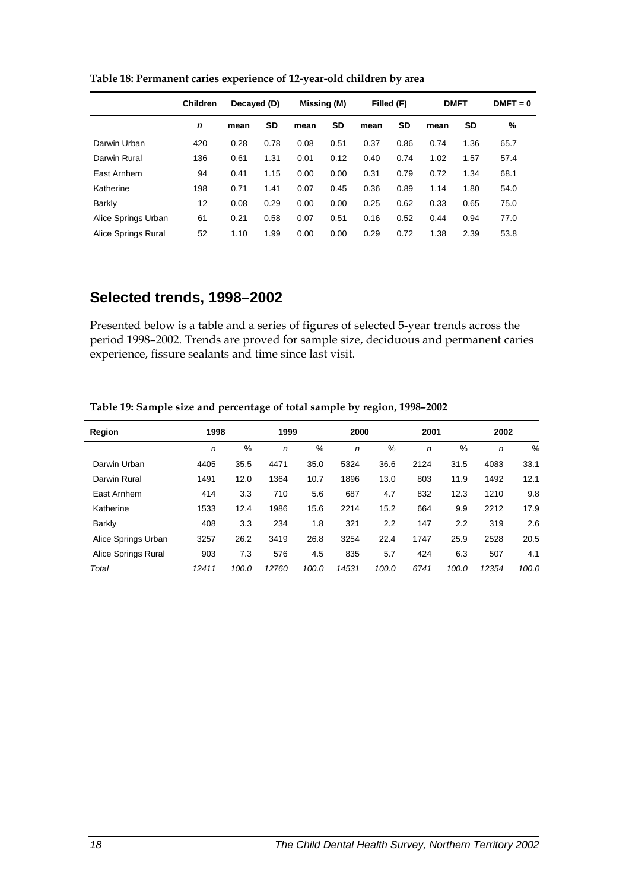**Table 18: Permanent caries experience of 12-year-old children by area**

| | Children | Decayed (D) | | Missing (M) | | Filled (F) | | DMFT | | DMFT = 0 |
|---|---|---|---|---|---|---|---|---|---|---|
| | *n* | mean | SD | mean | SD | mean | SD | mean | SD | % |
| Darwin Urban | 420 | 0.28 | 0.78 | 0.08 | 0.51 | 0.37 | 0.86 | 0.74 | 1.36 | 65.7 |
| Darwin Rural | 136 | 0.61 | 1.31 | 0.01 | 0.12 | 0.40 | 0.74 | 1.02 | 1.57 | 57.4 |
| East Arnhem | 94 | 0.41 | 1.15 | 0.00 | 0.00 | 0.31 | 0.79 | 0.72 | 1.34 | 68.1 |
| Katherine | 198 | 0.71 | 1.41 | 0.07 | 0.45 | 0.36 | 0.89 | 1.14 | 1.80 | 54.0 |
| Barkly | 12 | 0.08 | 0.29 | 0.00 | 0.00 | 0.25 | 0.62 | 0.33 | 0.65 | 75.0 |
| Alice Springs Urban | 61 | 0.21 | 0.58 | 0.07 | 0.51 | 0.16 | 0.52 | 0.44 | 0.94 | 77.0 |
| Alice Springs Rural | 52 | 1.10 | 1.99 | 0.00 | 0.00 | 0.29 | 0.72 | 1.38 | 2.39 | 53.8 |

## Selected trends, 1998–2002

Presented below is a table and a series of figures of selected 5-year trends across the period 1998–2002. Trends are proved for sample size, deciduous and permanent caries experience, fissure sealants and time since last visit.

**Table 19: Sample size and percentage of total sample by region, 1998–2002**

| Region | 1998 | | 1999 | | 2000 | | 2001 | | 2002 | |
|---|---|---|---|---|---|---|---|---|---|---|
| | *n* | % | *n* | % | *n* | % | *n* | % | *n* | % |
| Darwin Urban | 4405 | 35.5 | 4471 | 35.0 | 5324 | 36.6 | 2124 | 31.5 | 4083 | 33.1 |
| Darwin Rural | 1491 | 12.0 | 1364 | 10.7 | 1896 | 13.0 | 803 | 11.9 | 1492 | 12.1 |
| East Arnhem | 414 | 3.3 | 710 | 5.6 | 687 | 4.7 | 832 | 12.3 | 1210 | 9.8 |
| Katherine | 1533 | 12.4 | 1986 | 15.6 | 2214 | 15.2 | 664 | 9.9 | 2212 | 17.9 |
| Barkly | 408 | 3.3 | 234 | 1.8 | 321 | 2.2 | 147 | 2.2 | 319 | 2.6 |
| Alice Springs Urban | 3257 | 26.2 | 3419 | 26.8 | 3254 | 22.4 | 1747 | 25.9 | 2528 | 20.5 |
| Alice Springs Rural | 903 | 7.3 | 576 | 4.5 | 835 | 5.7 | 424 | 6.3 | 507 | 4.1 |
| *Total* | *12411* | *100.0* | *12760* | *100.0* | *14531* | *100.0* | *6741* | *100.0* | *12354* | *100.0* |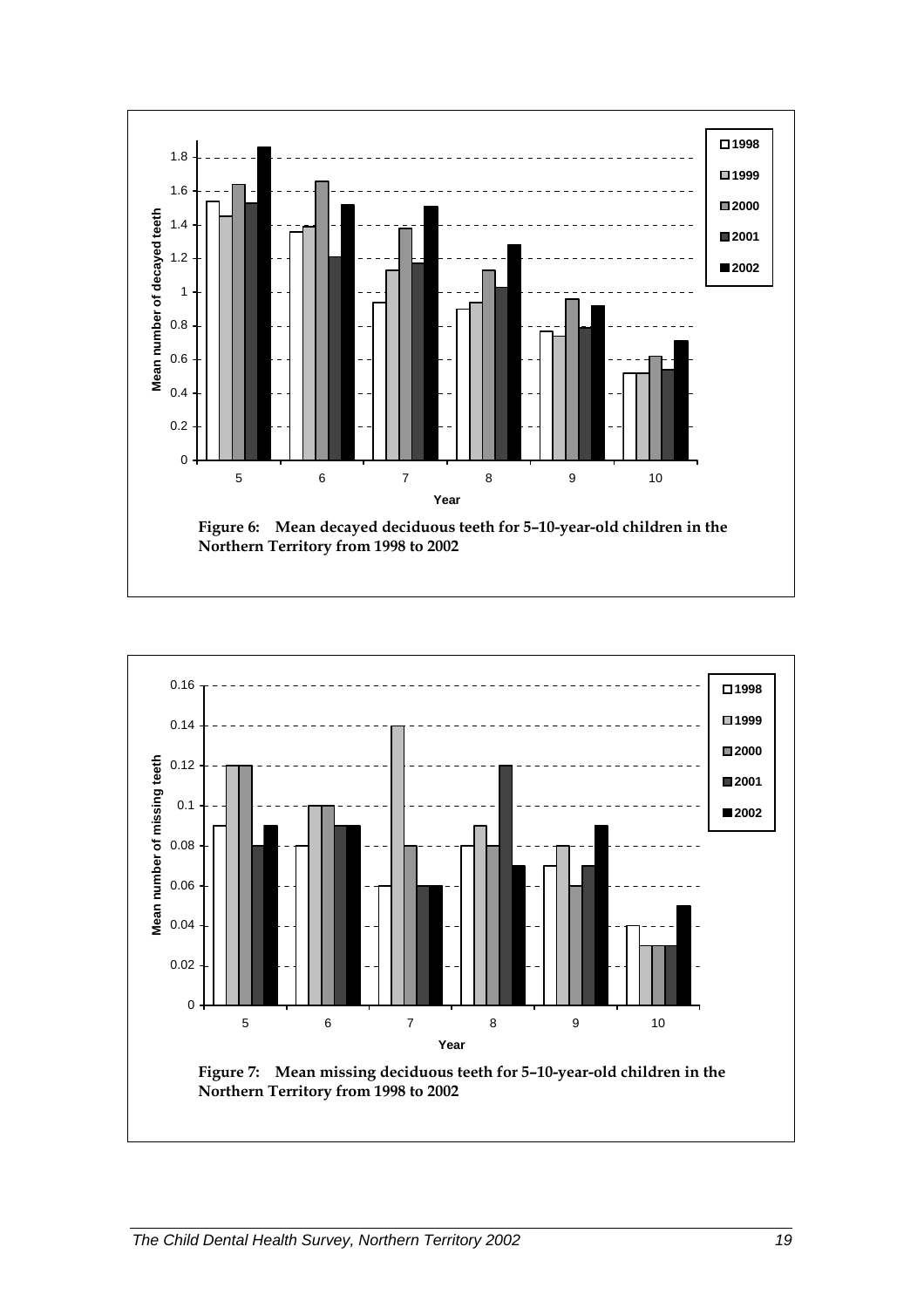Figure 6: Mean decayed deciduous teeth for 5–10-year-old children in the Northern Territory from 1998 to 2002

Figure 7: Mean missing deciduous teeth for 5–10-year-old children in the Northern Territory from 1998 to 2002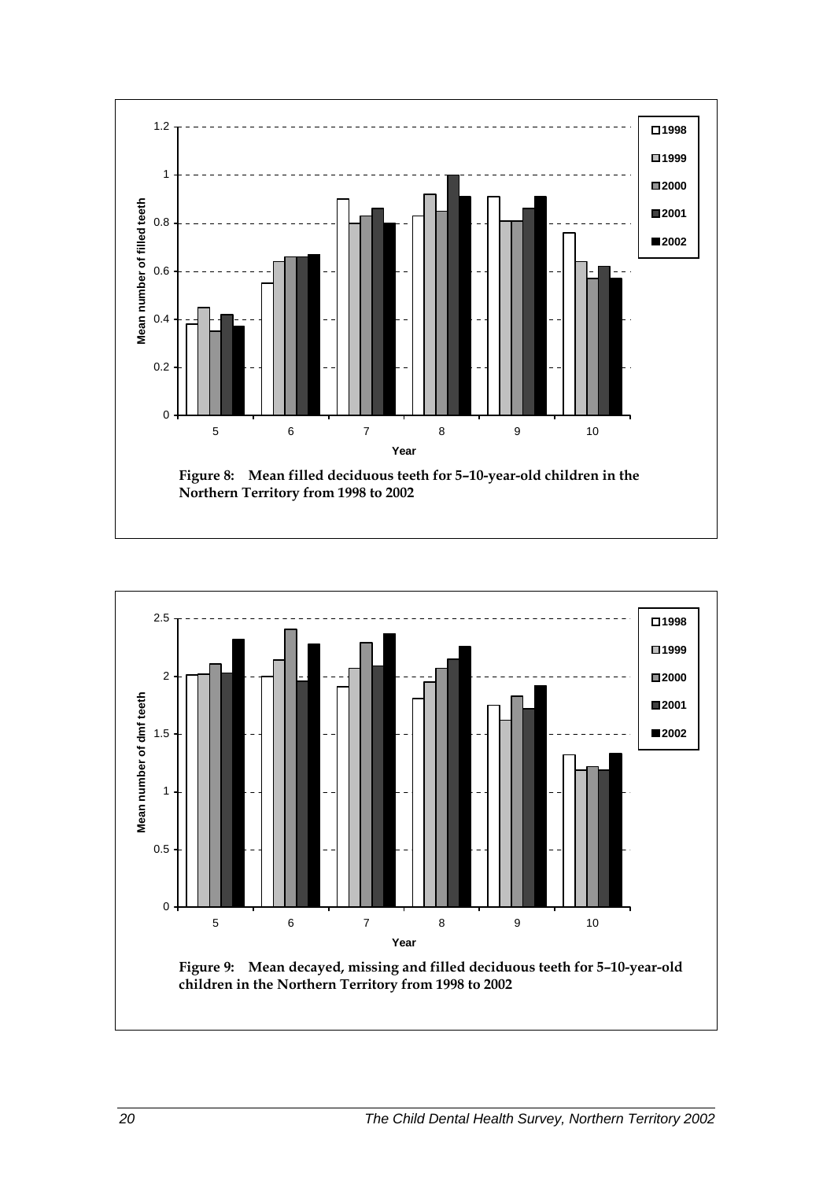Figure 8: Mean filled deciduous teeth for 5–10-year-old children in the Northern Territory from 1998 to 2002

Figure 9: Mean decayed, missing and filled deciduous teeth for 5–10-year-old children in the Northern Territory from 1998 to 2002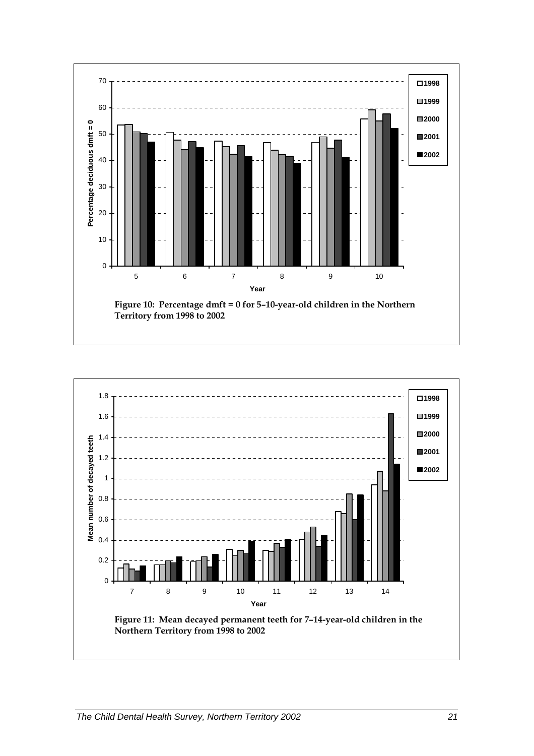**Figure 10: Percentage dmft = 0 for 5–10-year-old children in the Northern Territory from 1998 to 2002**

**Figure 11: Mean decayed permanent teeth for 7–14-year-old children in the Northern Territory from 1998 to 2002**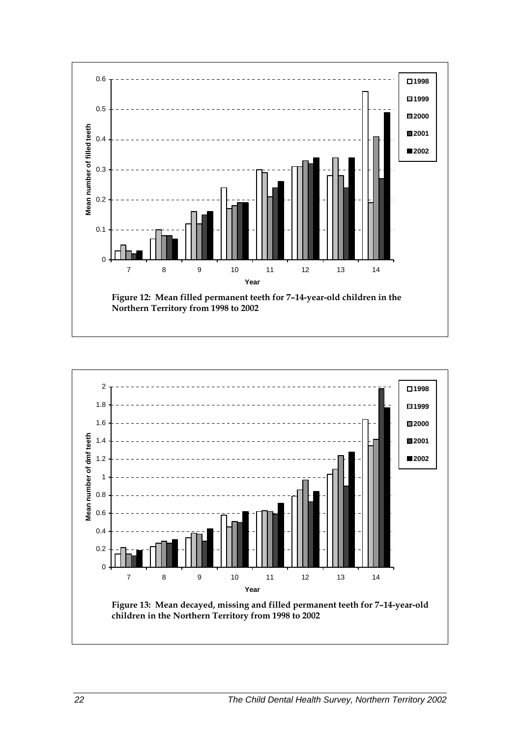Figure 12: Mean filled permanent teeth for 7–14-year-old children in the Northern Territory from 1998 to 2002

Figure 13: Mean decayed, missing and filled permanent teeth for 7–14-year-old children in the Northern Territory from 1998 to 2002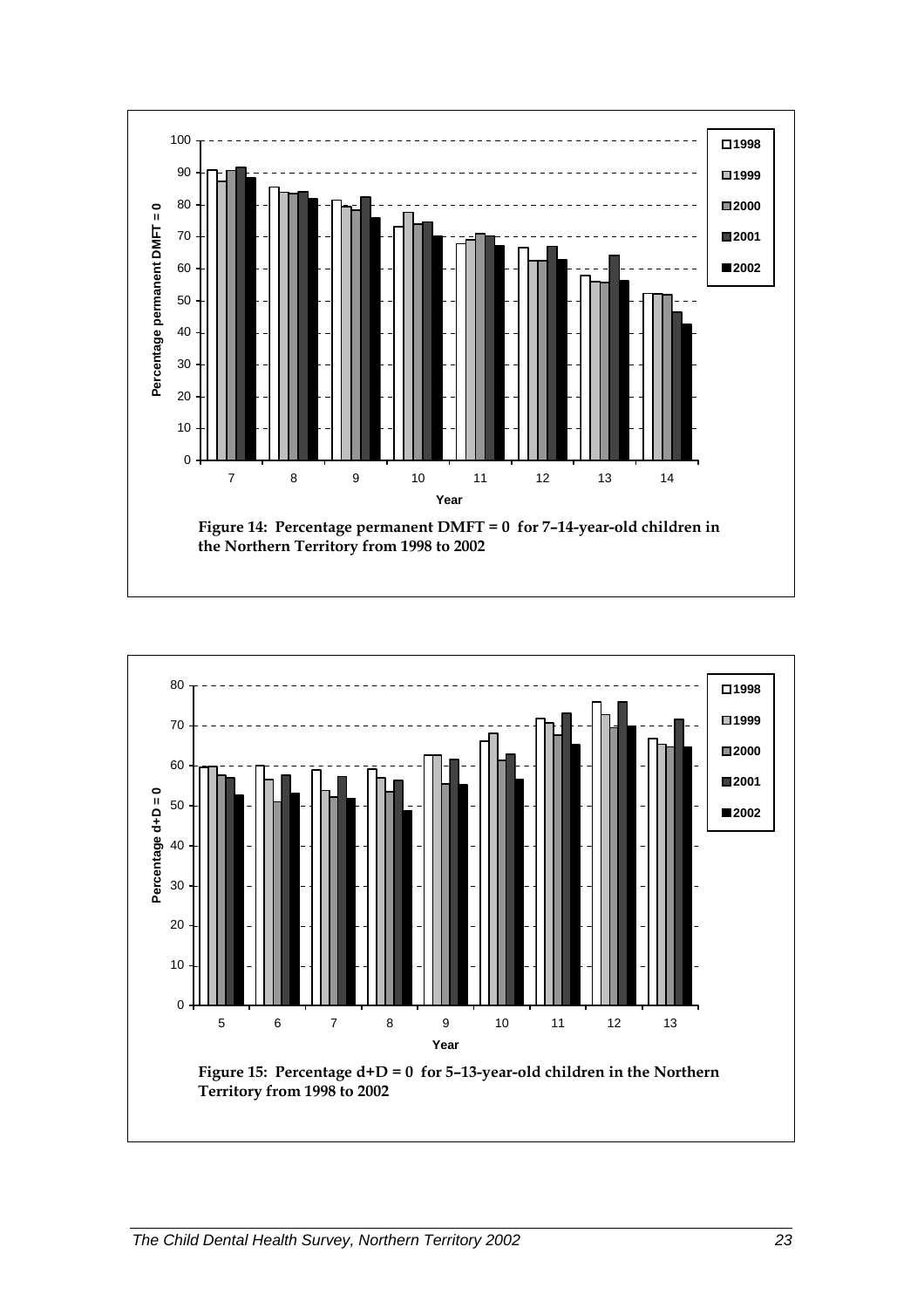Figure 14: Percentage permanent DMFT = 0 for 7–14-year-old children in the Northern Territory from 1998 to 2002

Figure 15: Percentage d+D = 0 for 5–13-year-old children in the Northern Territory from 1998 to 2002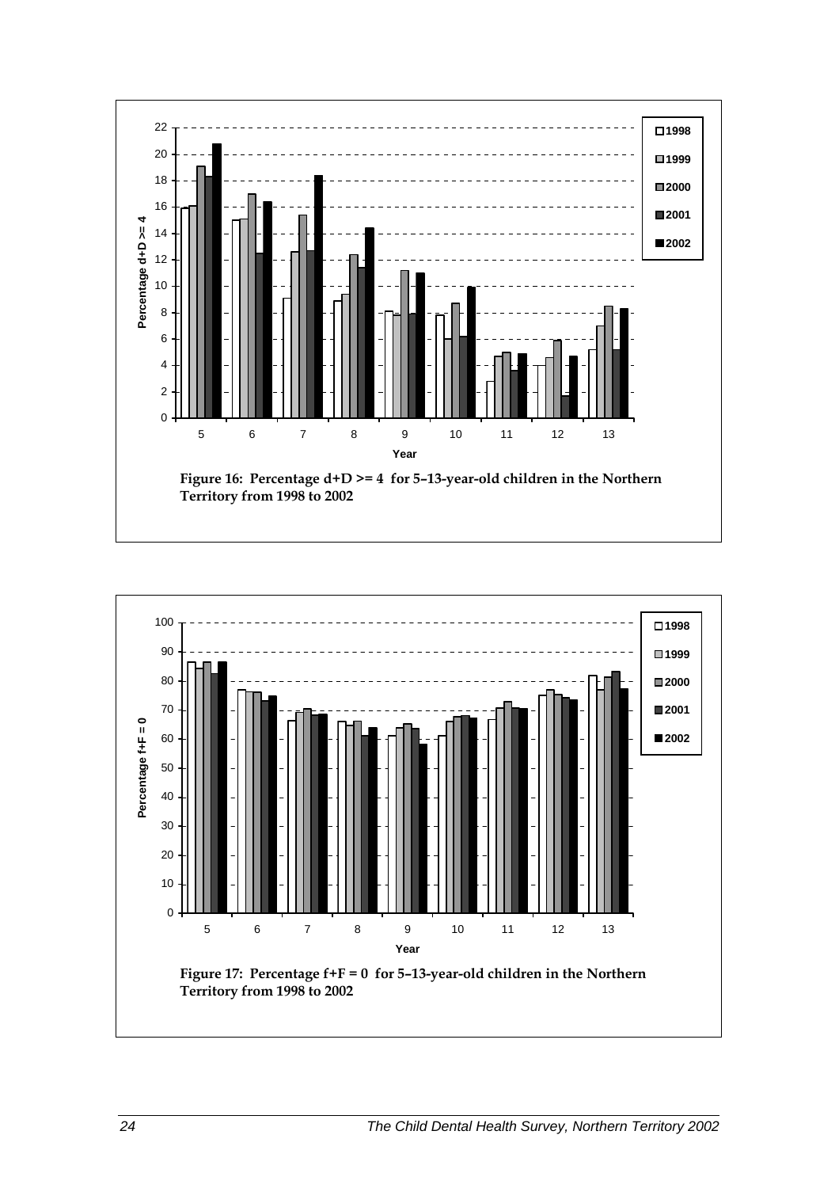Figure 16: Percentage d+D >= 4 for 5–13-year-old children in the Northern Territory from 1998 to 2002

Figure 17: Percentage f+F = 0 for 5–13-year-old children in the Northern Territory from 1998 to 2002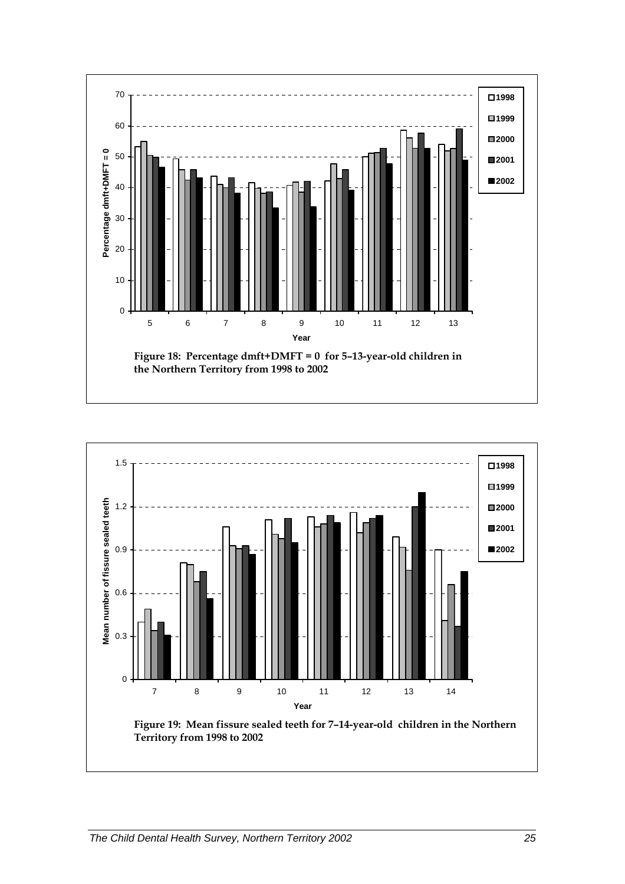**Figure 18: Percentage dmft+DMFT = 0 for 5–13-year-old children in the Northern Territory from 1998 to 2002**

**Figure 19: Mean fissure sealed teeth for 7–14-year-old children in the Northern Territory from 1998 to 2002**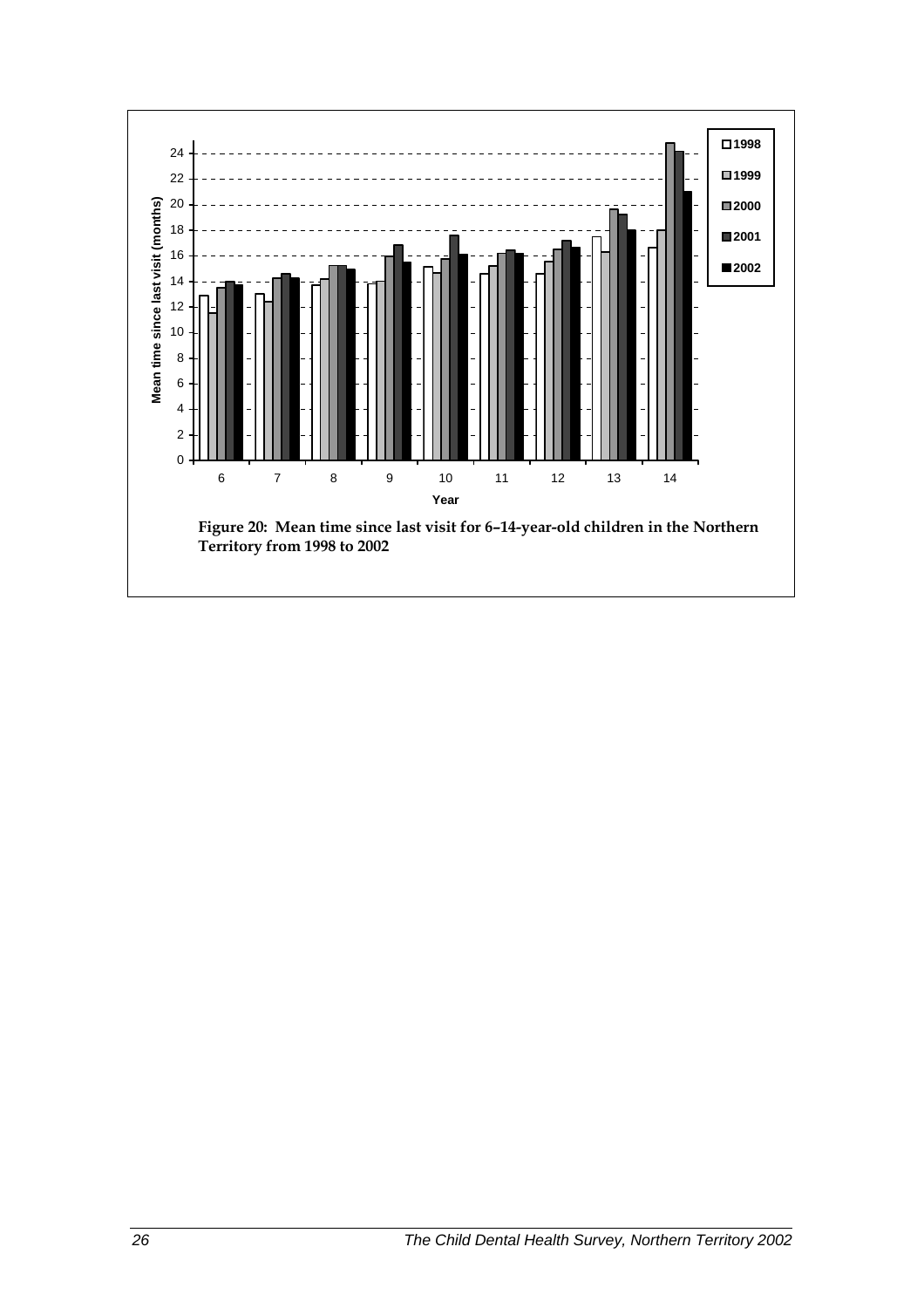Mean time since last visit (months)

24
22
20
18
16
14
12
10
8
6
4
2
0

6 7 8 9 10 11 12 13 14

Year

1998
1999
2000
2001
2002

**Figure 20: Mean time since last visit for 6–14-year-old children in the Northern Territory from 1998 to 2002**